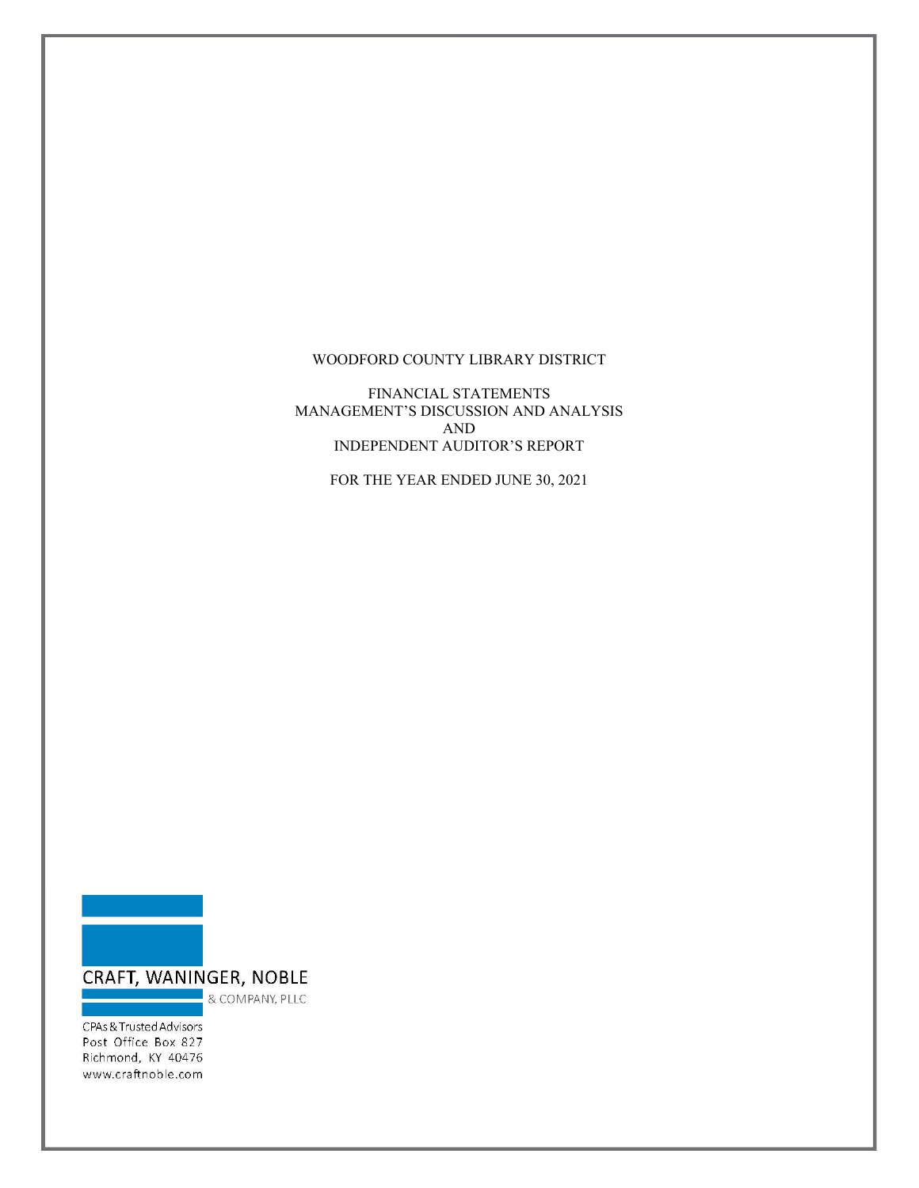# WOODFORD COUNTY LIBRARY DISTRICT

FINANCIAL STATEMENTS
MANAGEMENT'S DISCUSSION AND ANALYSIS
AND
INDEPENDENT AUDITOR'S REPORT

FOR THE YEAR ENDED JUNE 30, 2021

CRAFT, WANINGER, NOBLE
& COMPANY, PLLC

CPAs & Trusted Advisors
Post Office Box 827
Richmond, KY 40476
www.craftnoble.com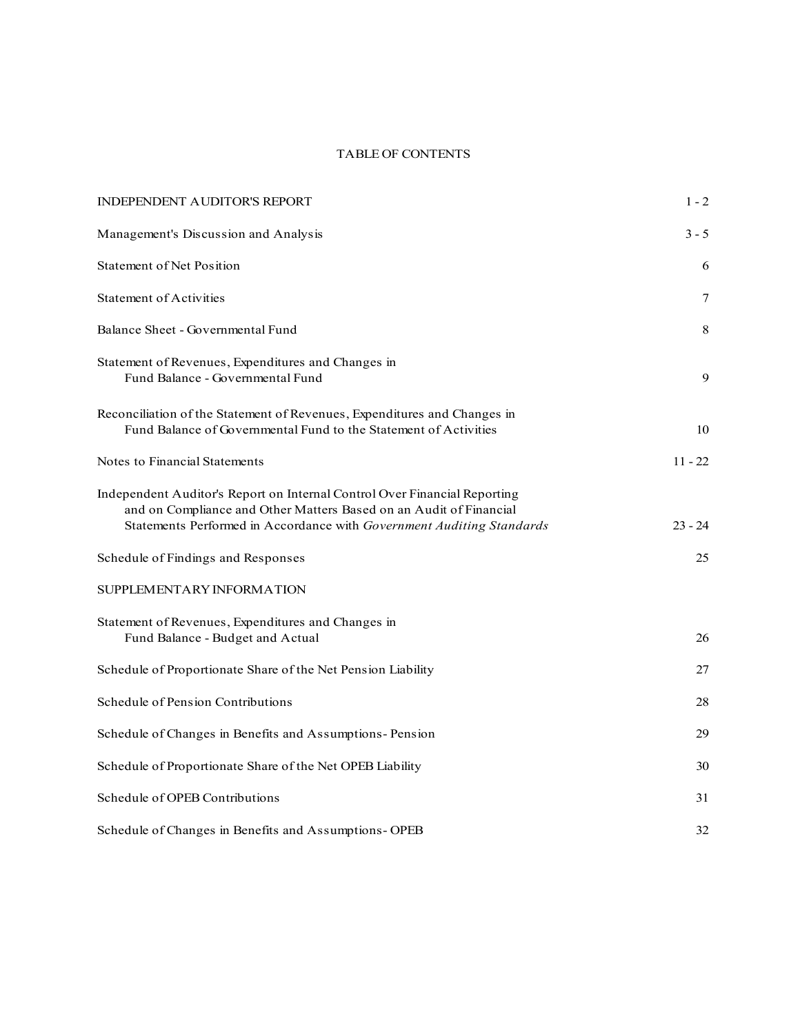# TABLE OF CONTENTS

| | |
|---|---|
| INDEPENDENT AUDITOR'S REPORT | 1 - 2 |
| Management's Discussion and Analysis | 3 - 5 |
| Statement of Net Position | 6 |
| Statement of Activities | 7 |
| Balance Sheet - Governmental Fund | 8 |
| Statement of Revenues, Expenditures and Changes in Fund Balance - Governmental Fund | 9 |
| Reconciliation of the Statement of Revenues, Expenditures and Changes in Fund Balance of Governmental Fund to the Statement of Activities | 10 |
| Notes to Financial Statements | 11 - 22 |
| Independent Auditor's Report on Internal Control Over Financial Reporting and on Compliance and Other Matters Based on an Audit of Financial Statements Performed in Accordance with *Government Auditing Standards* | 23 - 24 |
| Schedule of Findings and Responses | 25 |
| SUPPLEMENTARY INFORMATION | |
| Statement of Revenues, Expenditures and Changes in Fund Balance - Budget and Actual | 26 |
| Schedule of Proportionate Share of the Net Pension Liability | 27 |
| Schedule of Pension Contributions | 28 |
| Schedule of Changes in Benefits and Assumptions- Pension | 29 |
| Schedule of Proportionate Share of the Net OPEB Liability | 30 |
| Schedule of OPEB Contributions | 31 |
| Schedule of Changes in Benefits and Assumptions- OPEB | 32 |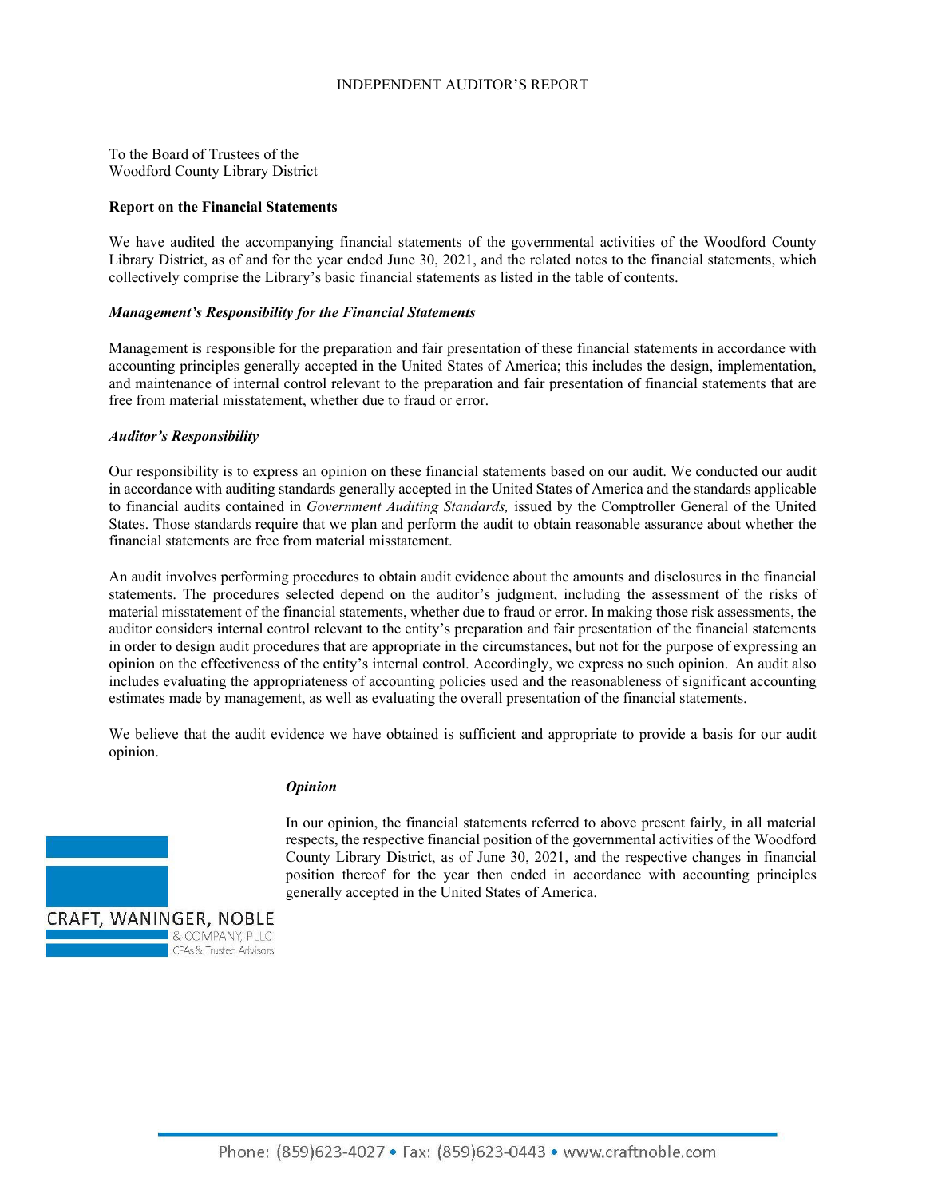# INDEPENDENT AUDITOR'S REPORT

To the Board of Trustees of the
Woodford County Library District

**Report on the Financial Statements**

We have audited the accompanying financial statements of the governmental activities of the Woodford County Library District, as of and for the year ended June 30, 2021, and the related notes to the financial statements, which collectively comprise the Library's basic financial statements as listed in the table of contents.

***Management's Responsibility for the Financial Statements***

Management is responsible for the preparation and fair presentation of these financial statements in accordance with accounting principles generally accepted in the United States of America; this includes the design, implementation, and maintenance of internal control relevant to the preparation and fair presentation of financial statements that are free from material misstatement, whether due to fraud or error.

***Auditor's Responsibility***

Our responsibility is to express an opinion on these financial statements based on our audit. We conducted our audit in accordance with auditing standards generally accepted in the United States of America and the standards applicable to financial audits contained in *Government Auditing Standards,* issued by the Comptroller General of the United States. Those standards require that we plan and perform the audit to obtain reasonable assurance about whether the financial statements are free from material misstatement.

An audit involves performing procedures to obtain audit evidence about the amounts and disclosures in the financial statements. The procedures selected depend on the auditor's judgment, including the assessment of the risks of material misstatement of the financial statements, whether due to fraud or error. In making those risk assessments, the auditor considers internal control relevant to the entity's preparation and fair presentation of the financial statements in order to design audit procedures that are appropriate in the circumstances, but not for the purpose of expressing an opinion on the effectiveness of the entity's internal control. Accordingly, we express no such opinion. An audit also includes evaluating the appropriateness of accounting policies used and the reasonableness of significant accounting estimates made by management, as well as evaluating the overall presentation of the financial statements.

We believe that the audit evidence we have obtained is sufficient and appropriate to provide a basis for our audit opinion.

***Opinion***

In our opinion, the financial statements referred to above present fairly, in all material respects, the respective financial position of the governmental activities of the Woodford County Library District, as of June 30, 2021, and the respective changes in financial position thereof for the year then ended in accordance with accounting principles generally accepted in the United States of America.

CRAFT, WANINGER, NOBLE
& COMPANY, PLLC
CPAs & Trusted Advisors

Phone: (859)623-4027 • Fax: (859)623-0443 • www.craftnoble.com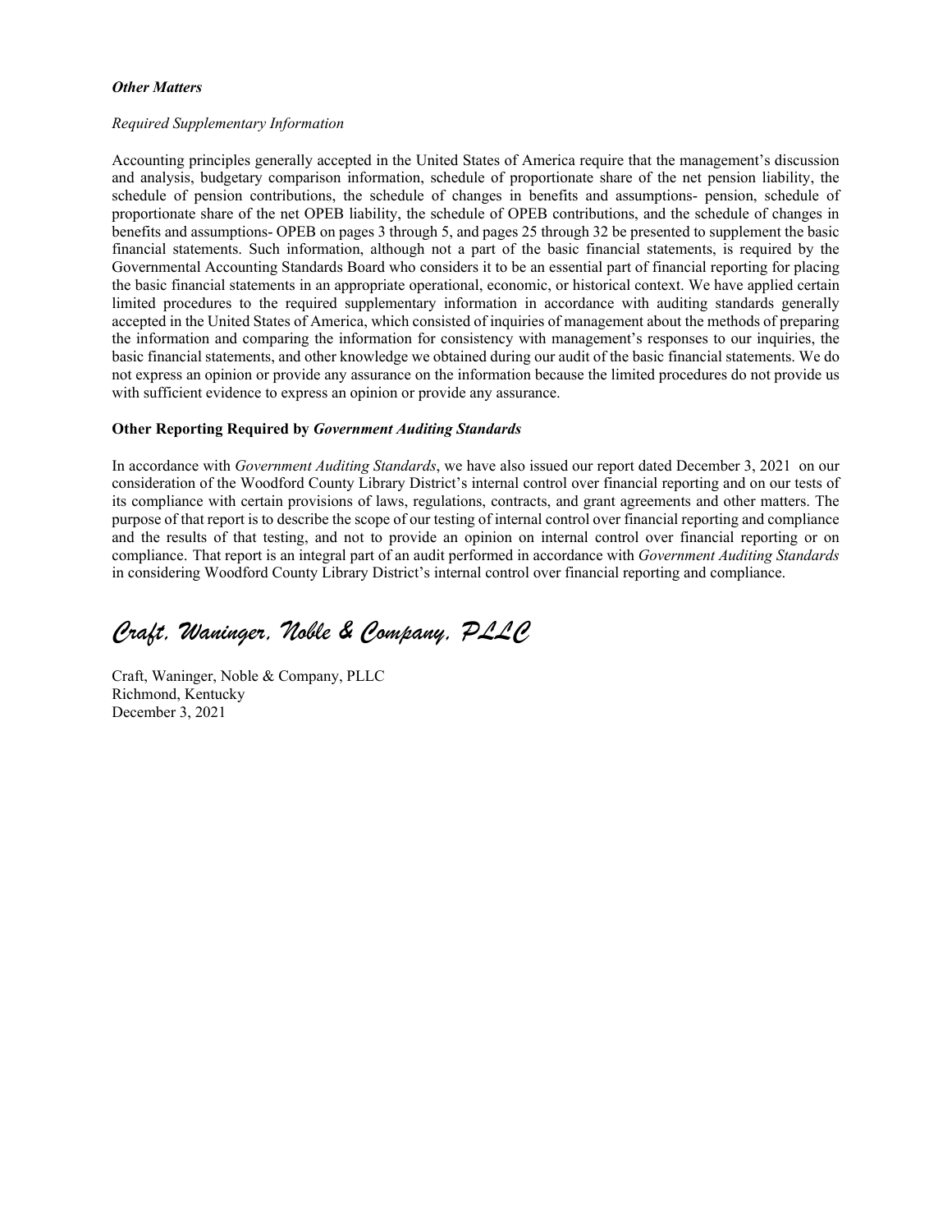***Other Matters***

*Required Supplementary Information*

Accounting principles generally accepted in the United States of America require that the management's discussion and analysis, budgetary comparison information, schedule of proportionate share of the net pension liability, the schedule of pension contributions, the schedule of changes in benefits and assumptions- pension, schedule of proportionate share of the net OPEB liability, the schedule of OPEB contributions, and the schedule of changes in benefits and assumptions- OPEB on pages 3 through 5, and pages 25 through 32 be presented to supplement the basic financial statements. Such information, although not a part of the basic financial statements, is required by the Governmental Accounting Standards Board who considers it to be an essential part of financial reporting for placing the basic financial statements in an appropriate operational, economic, or historical context. We have applied certain limited procedures to the required supplementary information in accordance with auditing standards generally accepted in the United States of America, which consisted of inquiries of management about the methods of preparing the information and comparing the information for consistency with management's responses to our inquiries, the basic financial statements, and other knowledge we obtained during our audit of the basic financial statements. We do not express an opinion or provide any assurance on the information because the limited procedures do not provide us with sufficient evidence to express an opinion or provide any assurance.

**Other Reporting Required by *Government Auditing Standards***

In accordance with *Government Auditing Standards*, we have also issued our report dated December 3, 2021 on our consideration of the Woodford County Library District's internal control over financial reporting and on our tests of its compliance with certain provisions of laws, regulations, contracts, and grant agreements and other matters. The purpose of that report is to describe the scope of our testing of internal control over financial reporting and compliance and the results of that testing, and not to provide an opinion on internal control over financial reporting or on compliance. That report is an integral part of an audit performed in accordance with *Government Auditing Standards* in considering Woodford County Library District's internal control over financial reporting and compliance.

*Craft, Waninger, Noble & Company, PLLC*

Craft, Waninger, Noble & Company, PLLC
Richmond, Kentucky
December 3, 2021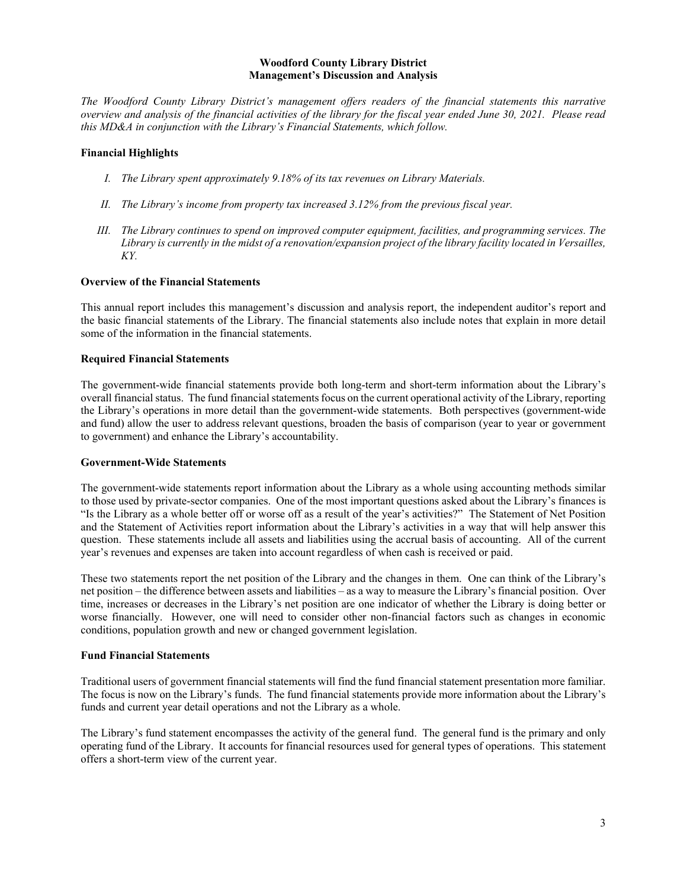**Woodford County Library District**
**Management's Discussion and Analysis**

*The Woodford County Library District's management offers readers of the financial statements this narrative overview and analysis of the financial activities of the library for the fiscal year ended June 30, 2021. Please read this MD&A in conjunction with the Library's Financial Statements, which follow.*

### Financial Highlights

I. *The Library spent approximately 9.18% of its tax revenues on Library Materials.*

II. *The Library's income from property tax increased 3.12% from the previous fiscal year.*

III. *The Library continues to spend on improved computer equipment, facilities, and programming services. The Library is currently in the midst of a renovation/expansion project of the library facility located in Versailles, KY.*

### Overview of the Financial Statements

This annual report includes this management's discussion and analysis report, the independent auditor's report and the basic financial statements of the Library. The financial statements also include notes that explain in more detail some of the information in the financial statements.

### Required Financial Statements

The government-wide financial statements provide both long-term and short-term information about the Library's overall financial status. The fund financial statements focus on the current operational activity of the Library, reporting the Library's operations in more detail than the government-wide statements. Both perspectives (government-wide and fund) allow the user to address relevant questions, broaden the basis of comparison (year to year or government to government) and enhance the Library's accountability.

### Government-Wide Statements

The government-wide statements report information about the Library as a whole using accounting methods similar to those used by private-sector companies. One of the most important questions asked about the Library's finances is "Is the Library as a whole better off or worse off as a result of the year's activities?" The Statement of Net Position and the Statement of Activities report information about the Library's activities in a way that will help answer this question. These statements include all assets and liabilities using the accrual basis of accounting. All of the current year's revenues and expenses are taken into account regardless of when cash is received or paid.

These two statements report the net position of the Library and the changes in them. One can think of the Library's net position – the difference between assets and liabilities – as a way to measure the Library's financial position. Over time, increases or decreases in the Library's net position are one indicator of whether the Library is doing better or worse financially. However, one will need to consider other non-financial factors such as changes in economic conditions, population growth and new or changed government legislation.

### Fund Financial Statements

Traditional users of government financial statements will find the fund financial statement presentation more familiar. The focus is now on the Library's funds. The fund financial statements provide more information about the Library's funds and current year detail operations and not the Library as a whole.

The Library's fund statement encompasses the activity of the general fund. The general fund is the primary and only operating fund of the Library. It accounts for financial resources used for general types of operations. This statement offers a short-term view of the current year.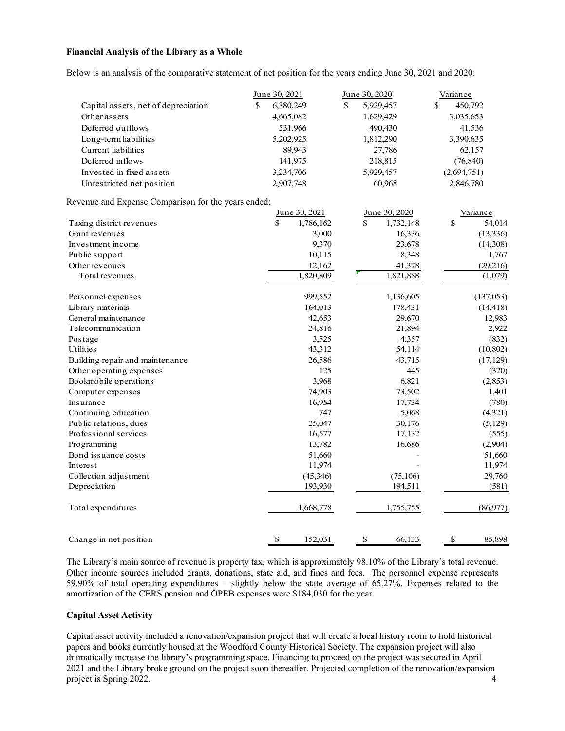**Financial Analysis of the Library as a Whole**

Below is an analysis of the comparative statement of net position for the years ending June 30, 2021 and 2020:

| | June 30, 2021 | June 30, 2020 | Variance |
|---|---|---|---|
| Capital assets, net of depreciation | $ 6,380,249 | $ 5,929,457 | $ 450,792 |
| Other assets | 4,665,082 | 1,629,429 | 3,035,653 |
| Deferred outflows | 531,966 | 490,430 | 41,536 |
| Long-term liabilities | 5,202,925 | 1,812,290 | 3,390,635 |
| Current liabilities | 89,943 | 27,786 | 62,157 |
| Deferred inflows | 141,975 | 218,815 | (76,840) |
| Invested in fixed assets | 3,234,706 | 5,929,457 | (2,694,751) |
| Unrestricted net position | 2,907,748 | 60,968 | 2,846,780 |

Revenue and Expense Comparison for the years ended:

| | June 30, 2021 | June 30, 2020 | Variance |
|---|---|---|---|
| Taxing district revenues | $ 1,786,162 | $ 1,732,148 | $ 54,014 |
| Grant revenues | 3,000 | 16,336 | (13,336) |
| Investment income | 9,370 | 23,678 | (14,308) |
| Public support | 10,115 | 8,348 | 1,767 |
| Other revenues | 12,162 | 41,378 | (29,216) |
| Total revenues | 1,820,809 | 1,821,888 | (1,079) |
| | | | |
| Personnel expenses | 999,552 | 1,136,605 | (137,053) |
| Library materials | 164,013 | 178,431 | (14,418) |
| General maintenance | 42,653 | 29,670 | 12,983 |
| Telecommunication | 24,816 | 21,894 | 2,922 |
| Postage | 3,525 | 4,357 | (832) |
| Utilities | 43,312 | 54,114 | (10,802) |
| Building repair and maintenance | 26,586 | 43,715 | (17,129) |
| Other operating expenses | 125 | 445 | (320) |
| Bookmobile operations | 3,968 | 6,821 | (2,853) |
| Computer expenses | 74,903 | 73,502 | 1,401 |
| Insurance | 16,954 | 17,734 | (780) |
| Continuing education | 747 | 5,068 | (4,321) |
| Public relations, dues | 25,047 | 30,176 | (5,129) |
| Professional services | 16,577 | 17,132 | (555) |
| Programming | 13,782 | 16,686 | (2,904) |
| Bond issuance costs | 51,660 | - | 51,660 |
| Interest | 11,974 | - | 11,974 |
| Collection adjustment | (45,346) | (75,106) | 29,760 |
| Depreciation | 193,930 | 194,511 | (581) |
| | | | |
| Total expenditures | 1,668,778 | 1,755,755 | (86,977) |
| | | | |
| Change in net position | $ 152,031 | $ 66,133 | $ 85,898 |

The Library's main source of revenue is property tax, which is approximately 98.10% of the Library's total revenue. Other income sources included grants, donations, state aid, and fines and fees. The personnel expense represents 59.90% of total operating expenditures – slightly below the state average of 65.27%. Expenses related to the amortization of the CERS pension and OPEB expenses were $184,030 for the year.

**Capital Asset Activity**

Capital asset activity included a renovation/expansion project that will create a local history room to hold historical papers and books currently housed at the Woodford County Historical Society. The expansion project will also dramatically increase the library's programming space. Financing to proceed on the project was secured in April 2021 and the Library broke ground on the project soon thereafter. Projected completion of the renovation/expansion project is Spring 2022.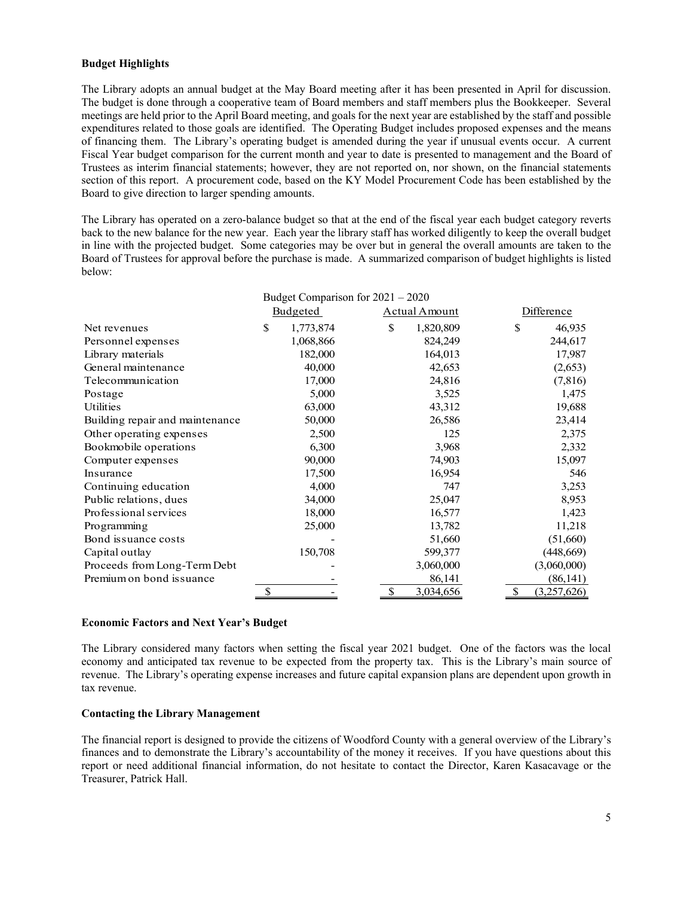**Budget Highlights**

The Library adopts an annual budget at the May Board meeting after it has been presented in April for discussion. The budget is done through a cooperative team of Board members and staff members plus the Bookkeeper. Several meetings are held prior to the April Board meeting, and goals for the next year are established by the staff and possible expenditures related to those goals are identified. The Operating Budget includes proposed expenses and the means of financing them. The Library's operating budget is amended during the year if unusual events occur. A current Fiscal Year budget comparison for the current month and year to date is presented to management and the Board of Trustees as interim financial statements; however, they are not reported on, nor shown, on the financial statements section of this report. A procurement code, based on the KY Model Procurement Code has been established by the Board to give direction to larger spending amounts.

The Library has operated on a zero-balance budget so that at the end of the fiscal year each budget category reverts back to the new balance for the new year. Each year the library staff has worked diligently to keep the overall budget in line with the projected budget. Some categories may be over but in general the overall amounts are taken to the Board of Trustees for approval before the purchase is made. A summarized comparison of budget highlights is listed below:

Budget Comparison for 2021 – 2020

| | Budgeted | Actual Amount | Difference |
|---|---|---|---|
| Net revenues | $ 1,773,874 | $ 1,820,809 | $ 46,935 |
| Personnel expenses | 1,068,866 | 824,249 | 244,617 |
| Library materials | 182,000 | 164,013 | 17,987 |
| General maintenance | 40,000 | 42,653 | (2,653) |
| Telecommunication | 17,000 | 24,816 | (7,816) |
| Postage | 5,000 | 3,525 | 1,475 |
| Utilities | 63,000 | 43,312 | 19,688 |
| Building repair and maintenance | 50,000 | 26,586 | 23,414 |
| Other operating expenses | 2,500 | 125 | 2,375 |
| Bookmobile operations | 6,300 | 3,968 | 2,332 |
| Computer expenses | 90,000 | 74,903 | 15,097 |
| Insurance | 17,500 | 16,954 | 546 |
| Continuing education | 4,000 | 747 | 3,253 |
| Public relations, dues | 34,000 | 25,047 | 8,953 |
| Professional services | 18,000 | 16,577 | 1,423 |
| Programming | 25,000 | 13,782 | 11,218 |
| Bond issuance costs | - | 51,660 | (51,660) |
| Capital outlay | 150,708 | 599,377 | (448,669) |
| Proceeds from Long-Term Debt | - | 3,060,000 | (3,060,000) |
| Premium on bond issuance | - | 86,141 | (86,141) |
| | $ - | $ 3,034,656 | $ (3,257,626) |

**Economic Factors and Next Year's Budget**

The Library considered many factors when setting the fiscal year 2021 budget. One of the factors was the local economy and anticipated tax revenue to be expected from the property tax. This is the Library's main source of revenue. The Library's operating expense increases and future capital expansion plans are dependent upon growth in tax revenue.

**Contacting the Library Management**

The financial report is designed to provide the citizens of Woodford County with a general overview of the Library's finances and to demonstrate the Library's accountability of the money it receives. If you have questions about this report or need additional financial information, do not hesitate to contact the Director, Karen Kasacavage or the Treasurer, Patrick Hall.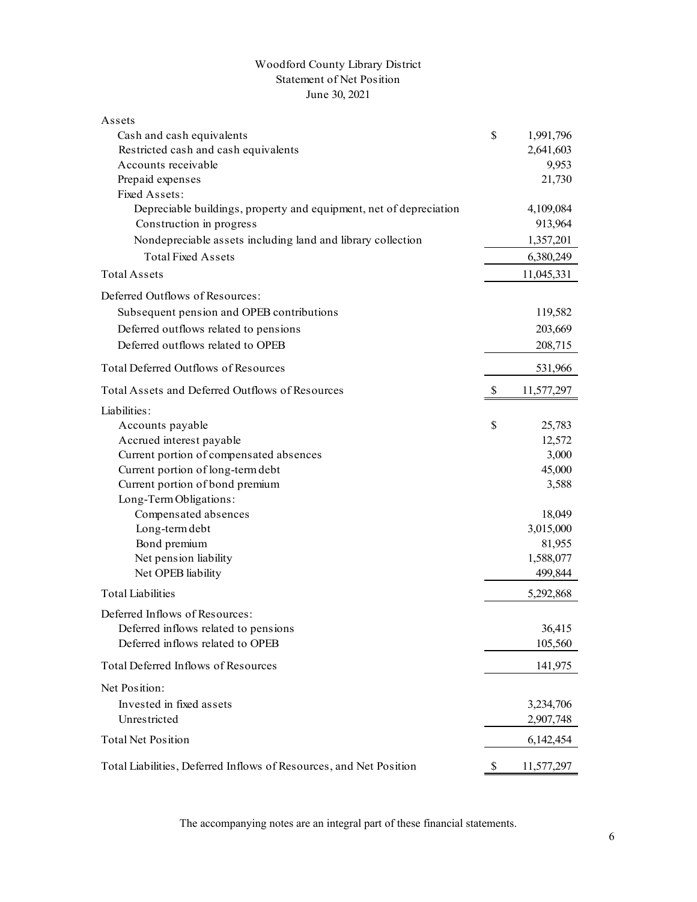# Woodford County Library District
## Statement of Net Position
### June 30, 2021

| | | |
|---|---|---|
| **Assets** | | |
| Cash and cash equivalents | $ | 1,991,796 |
| Restricted cash and cash equivalents | | 2,641,603 |
| Accounts receivable | | 9,953 |
| Prepaid expenses | | 21,730 |
| Fixed Assets: | | |
| Depreciable buildings, property and equipment, net of depreciation | | 4,109,084 |
| Construction in progress | | 913,964 |
| Nondepreciable assets including land and library collection | | 1,357,201 |
| Total Fixed Assets | | 6,380,249 |
| Total Assets | | 11,045,331 |
| **Deferred Outflows of Resources:** | | |
| Subsequent pension and OPEB contributions | | 119,582 |
| Deferred outflows related to pensions | | 203,669 |
| Deferred outflows related to OPEB | | 208,715 |
| Total Deferred Outflows of Resources | | 531,966 |
| Total Assets and Deferred Outflows of Resources | $ | 11,577,297 |
| **Liabilities:** | | |
| Accounts payable | $ | 25,783 |
| Accrued interest payable | | 12,572 |
| Current portion of compensated absences | | 3,000 |
| Current portion of long-term debt | | 45,000 |
| Current portion of bond premium | | 3,588 |
| Long-Term Obligations: | | |
| Compensated absences | | 18,049 |
| Long-term debt | | 3,015,000 |
| Bond premium | | 81,955 |
| Net pension liability | | 1,588,077 |
| Net OPEB liability | | 499,844 |
| Total Liabilities | | 5,292,868 |
| **Deferred Inflows of Resources:** | | |
| Deferred inflows related to pensions | | 36,415 |
| Deferred inflows related to OPEB | | 105,560 |
| Total Deferred Inflows of Resources | | 141,975 |
| **Net Position:** | | |
| Invested in fixed assets | | 3,234,706 |
| Unrestricted | | 2,907,748 |
| Total Net Position | | 6,142,454 |
| Total Liabilities, Deferred Inflows of Resources, and Net Position | $ | 11,577,297 |

The accompanying notes are an integral part of these financial statements.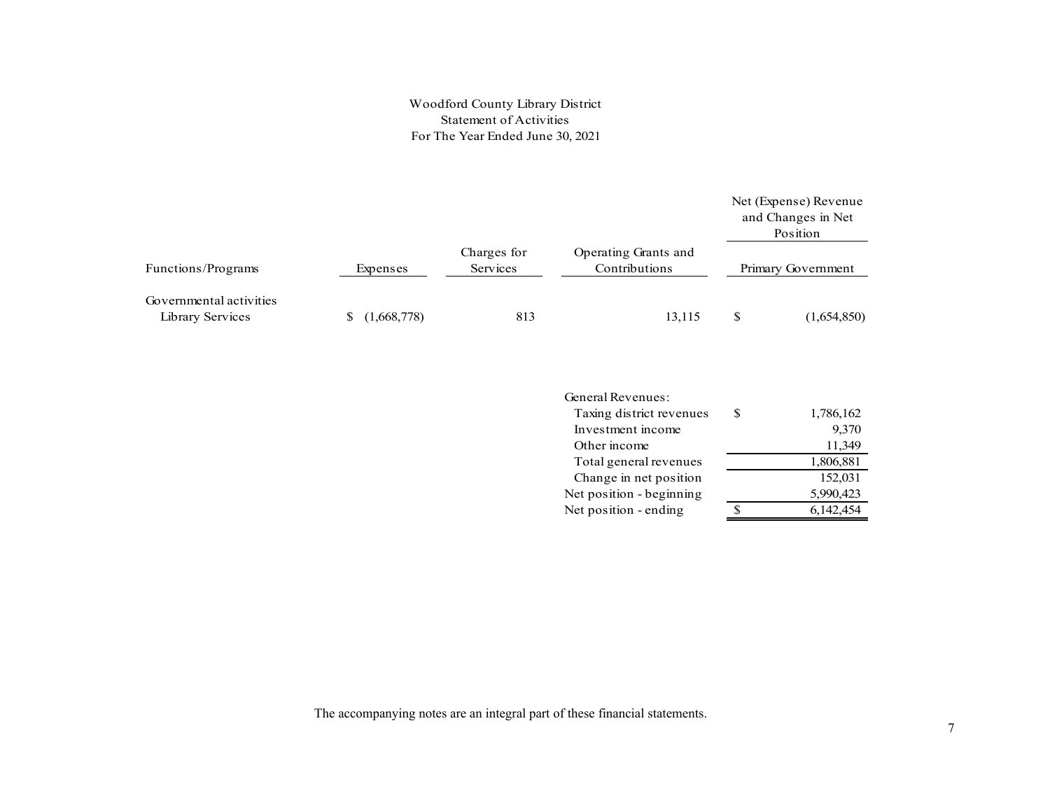# Woodford County Library District
## Statement of Activities
### For The Year Ended June 30, 2021

| Functions/Programs | Expenses | Charges for Services | Operating Grants and Contributions | Net (Expense) Revenue and Changes in Net Position |
|---|---|---|---|---|
| | | | | Primary Government |
| Governmental activities | | | | |
| Library Services | $ (1,668,778) | 813 | 13,115 | $ (1,654,850) |

| | |
|---|---|
| General Revenues: | |
| Taxing district revenues | $ 1,786,162 |
| Investment income | 9,370 |
| Other income | 11,349 |
| Total general revenues | 1,806,881 |
| Change in net position | 152,031 |
| Net position - beginning | 5,990,423 |
| Net position - ending | $ 6,142,454 |

The accompanying notes are an integral part of these financial statements.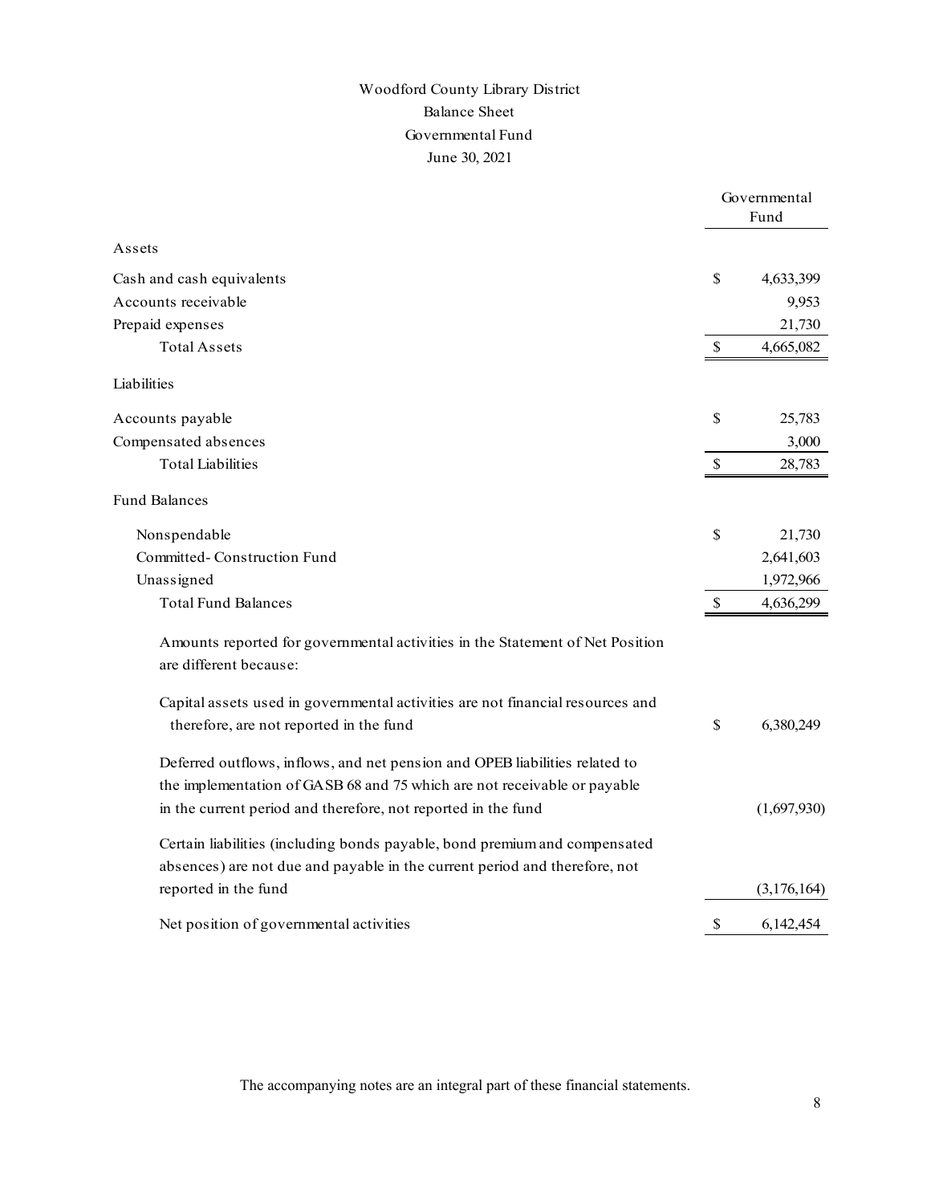# Woodford County Library District

## Balance Sheet

## Governmental Fund

## June 30, 2021

| | Governmental Fund |
|---|---|
| **Assets** | |
| Cash and cash equivalents | $ 4,633,399 |
| Accounts receivable | 9,953 |
| Prepaid expenses | 21,730 |
| Total Assets | $ 4,665,082 |
| **Liabilities** | |
| Accounts payable | $ 25,783 |
| Compensated absences | 3,000 |
| Total Liabilities | $ 28,783 |
| **Fund Balances** | |
| Nonspendable | $ 21,730 |
| Committed- Construction Fund | 2,641,603 |
| Unassigned | 1,972,966 |
| Total Fund Balances | $ 4,636,299 |
| Amounts reported for governmental activities in the Statement of Net Position are different because: | |
| Capital assets used in governmental activities are not financial resources and therefore, are not reported in the fund | $ 6,380,249 |
| Deferred outflows, inflows, and net pension and OPEB liabilities related to the implementation of GASB 68 and 75 which are not receivable or payable in the current period and therefore, not reported in the fund | (1,697,930) |
| Certain liabilities (including bonds payable, bond premium and compensated absences) are not due and payable in the current period and therefore, not reported in the fund | (3,176,164) |
| Net position of governmental activities | $ 6,142,454 |

The accompanying notes are an integral part of these financial statements.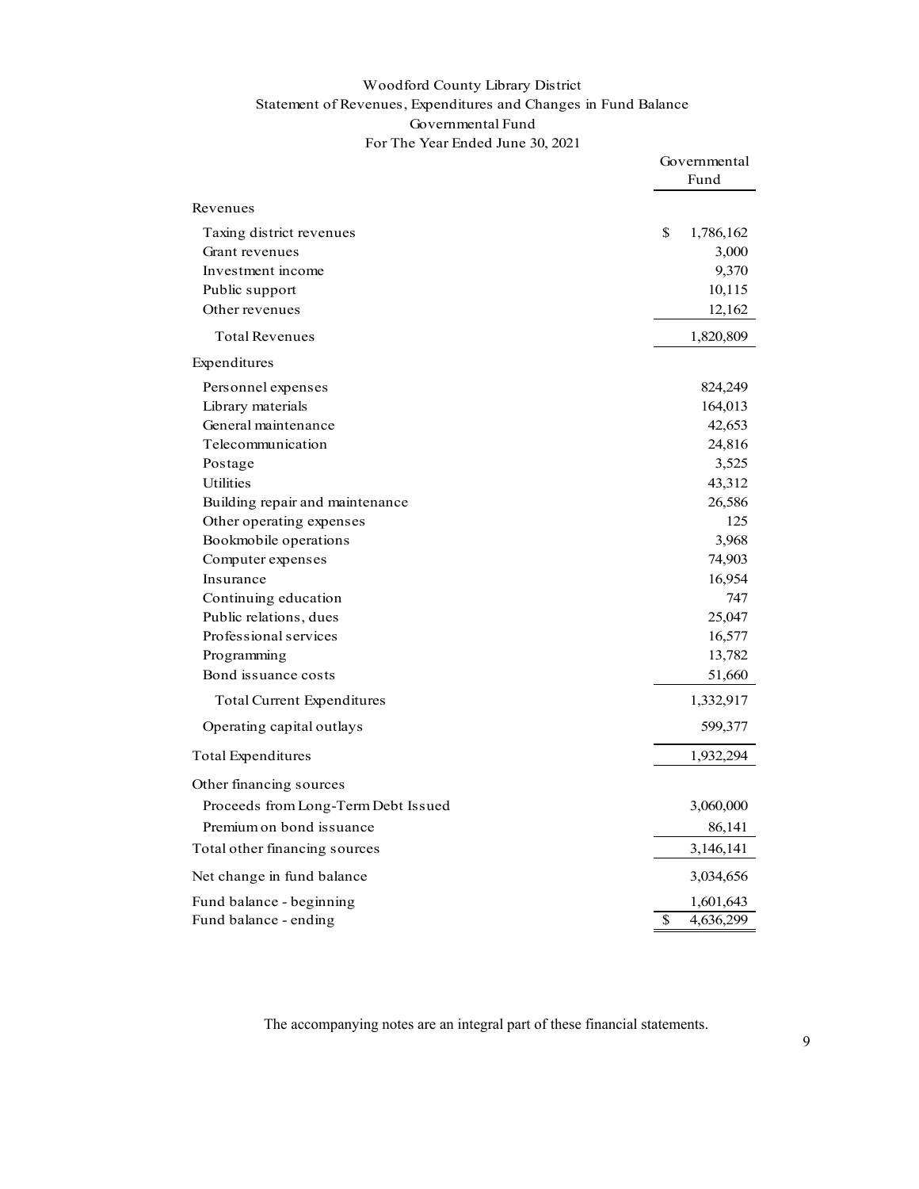# Woodford County Library District

## Statement of Revenues, Expenditures and Changes in Fund Balance

### Governmental Fund

### For The Year Ended June 30, 2021

| | Governmental Fund |
|---|---|
| **Revenues** | |
| Taxing district revenues | $ 1,786,162 |
| Grant revenues | 3,000 |
| Investment income | 9,370 |
| Public support | 10,115 |
| Other revenues | 12,162 |
| Total Revenues | 1,820,809 |
| **Expenditures** | |
| Personnel expenses | 824,249 |
| Library materials | 164,013 |
| General maintenance | 42,653 |
| Telecommunication | 24,816 |
| Postage | 3,525 |
| Utilities | 43,312 |
| Building repair and maintenance | 26,586 |
| Other operating expenses | 125 |
| Bookmobile operations | 3,968 |
| Computer expenses | 74,903 |
| Insurance | 16,954 |
| Continuing education | 747 |
| Public relations, dues | 25,047 |
| Professional services | 16,577 |
| Programming | 13,782 |
| Bond issuance costs | 51,660 |
| Total Current Expenditures | 1,332,917 |
| Operating capital outlays | 599,377 |
| Total Expenditures | 1,932,294 |
| **Other financing sources** | |
| Proceeds from Long-Term Debt Issued | 3,060,000 |
| Premium on bond issuance | 86,141 |
| Total other financing sources | 3,146,141 |
| Net change in fund balance | 3,034,656 |
| Fund balance - beginning | 1,601,643 |
| Fund balance - ending | $ 4,636,299 |

The accompanying notes are an integral part of these financial statements.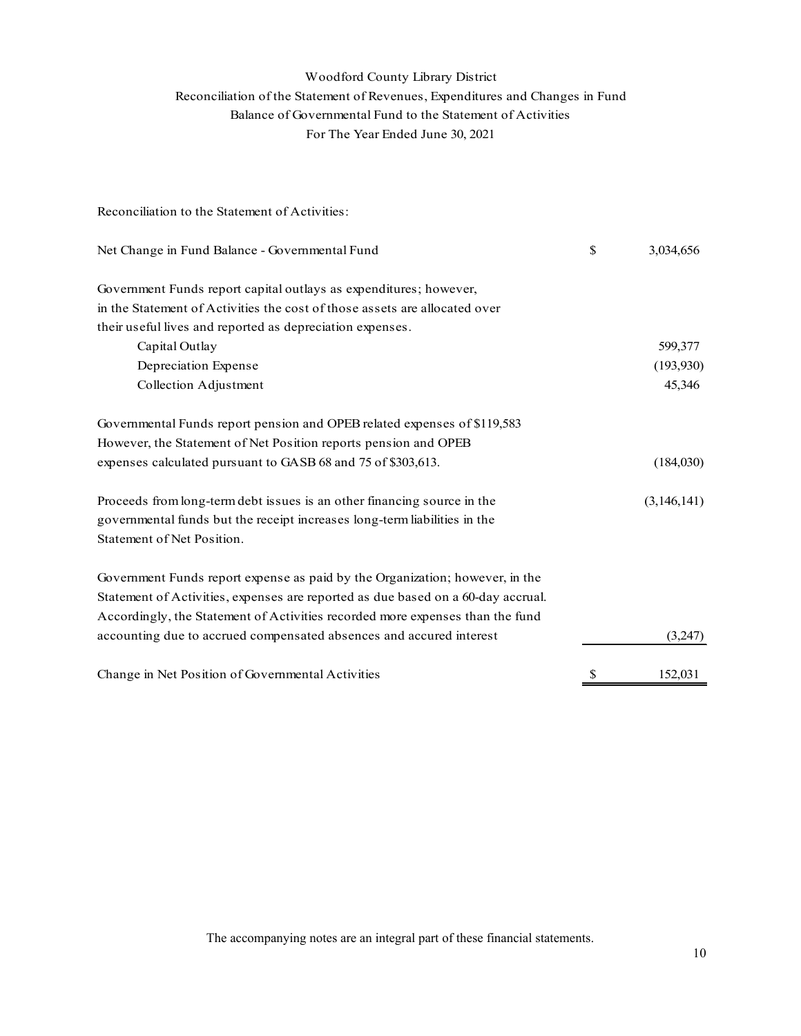# Woodford County Library District

## Reconciliation of the Statement of Revenues, Expenditures and Changes in Fund Balance of Governmental Fund to the Statement of Activities

### For The Year Ended June 30, 2021

Reconciliation to the Statement of Activities:

| | | |
|---|---|---|
| Net Change in Fund Balance - Governmental Fund | $ | 3,034,656 |
| Government Funds report capital outlays as expenditures; however, in the Statement of Activities the cost of those assets are allocated over their useful lives and reported as depreciation expenses. | | |
| Capital Outlay | | 599,377 |
| Depreciation Expense | | (193,930) |
| Collection Adjustment | | 45,346 |
| Governmental Funds report pension and OPEB related expenses of $119,583 However, the Statement of Net Position reports pension and OPEB expenses calculated pursuant to GASB 68 and 75 of $303,613. | | (184,030) |
| Proceeds from long-term debt issues is an other financing source in the governmental funds but the receipt increases long-term liabilities in the Statement of Net Position. | | (3,146,141) |
| Government Funds report expense as paid by the Organization; however, in the Statement of Activities, expenses are reported as due based on a 60-day accrual. Accordingly, the Statement of Activities recorded more expenses than the fund accounting due to accrued compensated absences and accured interest | | (3,247) |
| Change in Net Position of Governmental Activities | $ | 152,031 |

The accompanying notes are an integral part of these financial statements.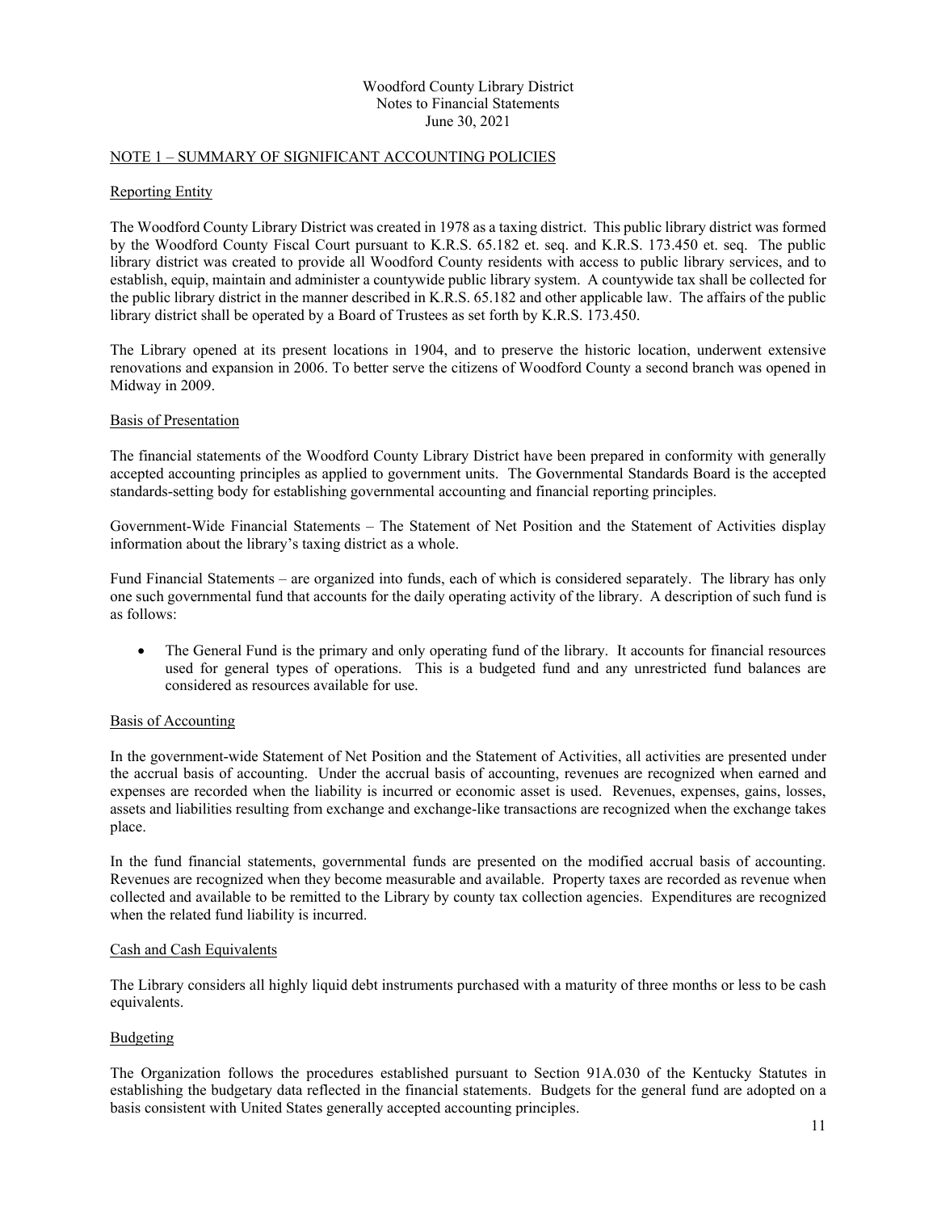# Woodford County Library District
## Notes to Financial Statements
### June 30, 2021

## NOTE 1 – SUMMARY OF SIGNIFICANT ACCOUNTING POLICIES

### Reporting Entity

The Woodford County Library District was created in 1978 as a taxing district. This public library district was formed by the Woodford County Fiscal Court pursuant to K.R.S. 65.182 et. seq. and K.R.S. 173.450 et. seq. The public library district was created to provide all Woodford County residents with access to public library services, and to establish, equip, maintain and administer a countywide public library system. A countywide tax shall be collected for the public library district in the manner described in K.R.S. 65.182 and other applicable law. The affairs of the public library district shall be operated by a Board of Trustees as set forth by K.R.S. 173.450.

The Library opened at its present locations in 1904, and to preserve the historic location, underwent extensive renovations and expansion in 2006. To better serve the citizens of Woodford County a second branch was opened in Midway in 2009.

### Basis of Presentation

The financial statements of the Woodford County Library District have been prepared in conformity with generally accepted accounting principles as applied to government units. The Governmental Standards Board is the accepted standards-setting body for establishing governmental accounting and financial reporting principles.

Government-Wide Financial Statements – The Statement of Net Position and the Statement of Activities display information about the library's taxing district as a whole.

Fund Financial Statements – are organized into funds, each of which is considered separately. The library has only one such governmental fund that accounts for the daily operating activity of the library. A description of such fund is as follows:

- The General Fund is the primary and only operating fund of the library. It accounts for financial resources used for general types of operations. This is a budgeted fund and any unrestricted fund balances are considered as resources available for use.

### Basis of Accounting

In the government-wide Statement of Net Position and the Statement of Activities, all activities are presented under the accrual basis of accounting. Under the accrual basis of accounting, revenues are recognized when earned and expenses are recorded when the liability is incurred or economic asset is used. Revenues, expenses, gains, losses, assets and liabilities resulting from exchange and exchange-like transactions are recognized when the exchange takes place.

In the fund financial statements, governmental funds are presented on the modified accrual basis of accounting. Revenues are recognized when they become measurable and available. Property taxes are recorded as revenue when collected and available to be remitted to the Library by county tax collection agencies. Expenditures are recognized when the related fund liability is incurred.

### Cash and Cash Equivalents

The Library considers all highly liquid debt instruments purchased with a maturity of three months or less to be cash equivalents.

### Budgeting

The Organization follows the procedures established pursuant to Section 91A.030 of the Kentucky Statutes in establishing the budgetary data reflected in the financial statements. Budgets for the general fund are adopted on a basis consistent with United States generally accepted accounting principles.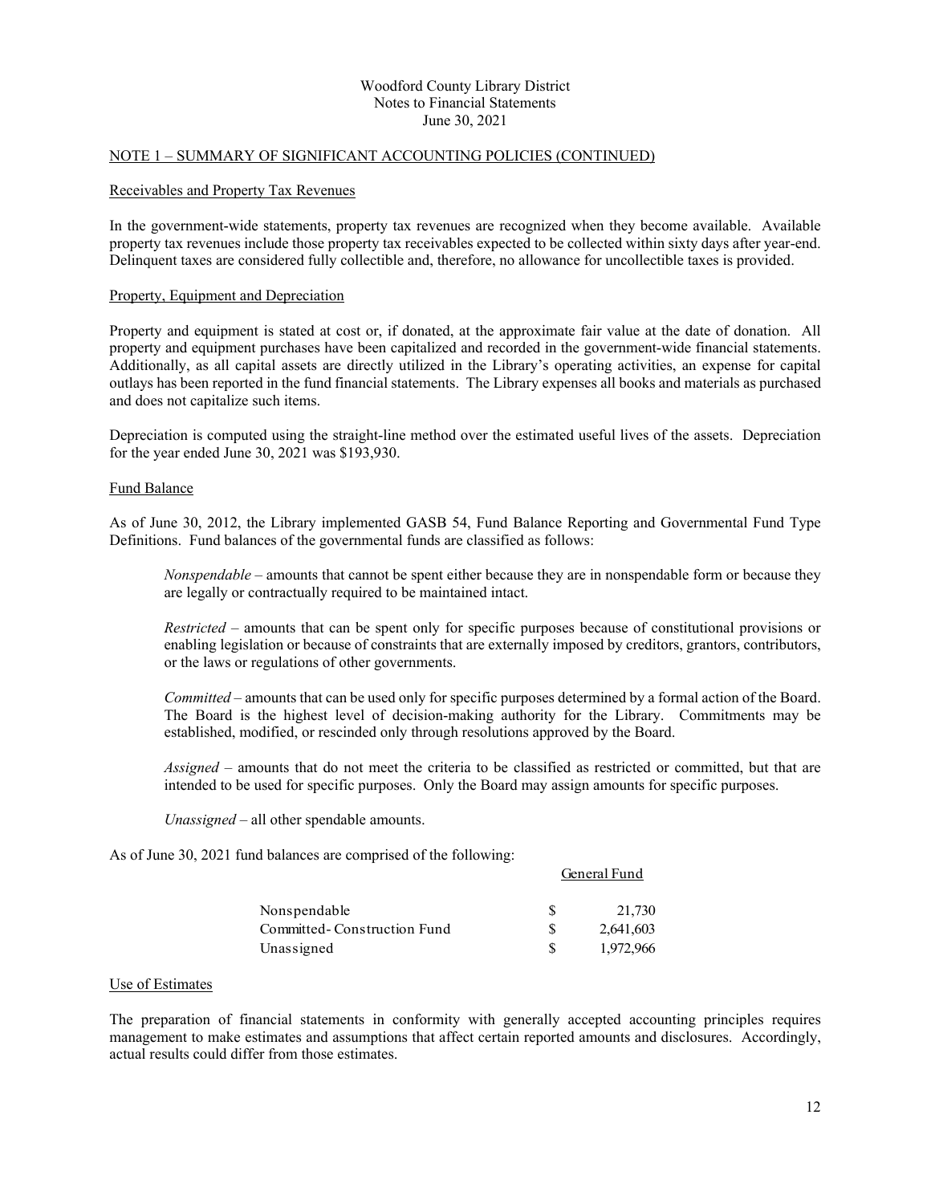## NOTE 1 – SUMMARY OF SIGNIFICANT ACCOUNTING POLICIES (CONTINUED)

### Receivables and Property Tax Revenues

In the government-wide statements, property tax revenues are recognized when they become available. Available property tax revenues include those property tax receivables expected to be collected within sixty days after year-end. Delinquent taxes are considered fully collectible and, therefore, no allowance for uncollectible taxes is provided.

### Property, Equipment and Depreciation

Property and equipment is stated at cost or, if donated, at the approximate fair value at the date of donation. All property and equipment purchases have been capitalized and recorded in the government-wide financial statements. Additionally, as all capital assets are directly utilized in the Library's operating activities, an expense for capital outlays has been reported in the fund financial statements. The Library expenses all books and materials as purchased and does not capitalize such items.

Depreciation is computed using the straight-line method over the estimated useful lives of the assets. Depreciation for the year ended June 30, 2021 was $193,930.

### Fund Balance

As of June 30, 2012, the Library implemented GASB 54, Fund Balance Reporting and Governmental Fund Type Definitions. Fund balances of the governmental funds are classified as follows:

*Nonspendable* – amounts that cannot be spent either because they are in nonspendable form or because they are legally or contractually required to be maintained intact.

*Restricted* – amounts that can be spent only for specific purposes because of constitutional provisions or enabling legislation or because of constraints that are externally imposed by creditors, grantors, contributors, or the laws or regulations of other governments.

*Committed* – amounts that can be used only for specific purposes determined by a formal action of the Board. The Board is the highest level of decision-making authority for the Library. Commitments may be established, modified, or rescinded only through resolutions approved by the Board.

*Assigned* – amounts that do not meet the criteria to be classified as restricted or committed, but that are intended to be used for specific purposes. Only the Board may assign amounts for specific purposes.

*Unassigned* – all other spendable amounts.

As of June 30, 2021 fund balances are comprised of the following:

| | General Fund |
|---|---|
| Nonspendable | $ 21,730 |
| Committed- Construction Fund | $ 2,641,603 |
| Unassigned | $ 1,972,966 |

### Use of Estimates

The preparation of financial statements in conformity with generally accepted accounting principles requires management to make estimates and assumptions that affect certain reported amounts and disclosures. Accordingly, actual results could differ from those estimates.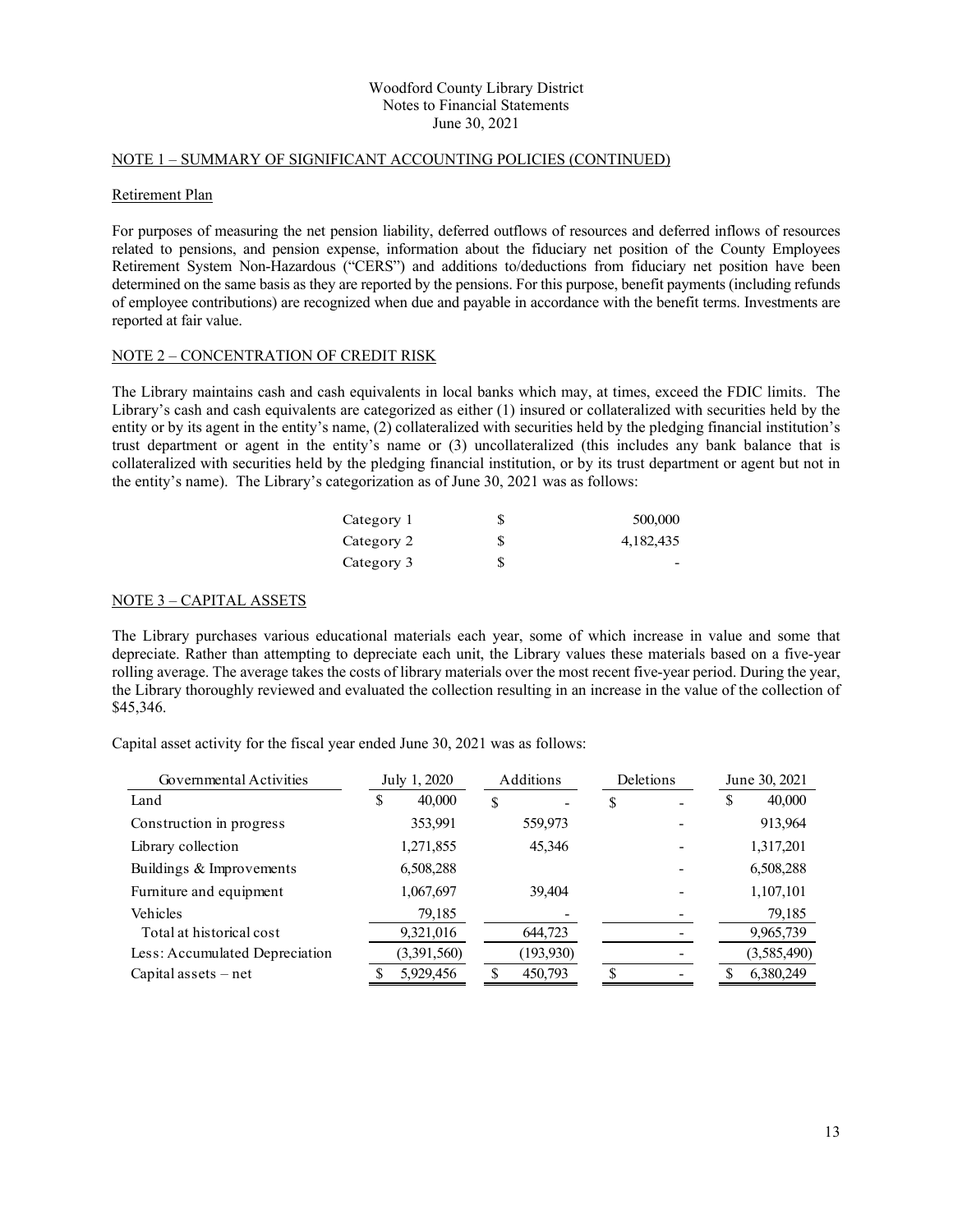Woodford County Library District
Notes to Financial Statements
June 30, 2021

## NOTE 1 – SUMMARY OF SIGNIFICANT ACCOUNTING POLICIES (CONTINUED)

### Retirement Plan

For purposes of measuring the net pension liability, deferred outflows of resources and deferred inflows of resources related to pensions, and pension expense, information about the fiduciary net position of the County Employees Retirement System Non-Hazardous ("CERS") and additions to/deductions from fiduciary net position have been determined on the same basis as they are reported by the pensions. For this purpose, benefit payments (including refunds of employee contributions) are recognized when due and payable in accordance with the benefit terms. Investments are reported at fair value.

## NOTE 2 – CONCENTRATION OF CREDIT RISK

The Library maintains cash and cash equivalents in local banks which may, at times, exceed the FDIC limits. The Library's cash and cash equivalents are categorized as either (1) insured or collateralized with securities held by the entity or by its agent in the entity's name, (2) collateralized with securities held by the pledging financial institution's trust department or agent in the entity's name or (3) uncollateralized (this includes any bank balance that is collateralized with securities held by the pledging financial institution, or by its trust department or agent but not in the entity's name). The Library's categorization as of June 30, 2021 was as follows:

| | | |
|---|---|---|
| Category 1 | $ | 500,000 |
| Category 2 | $ | 4,182,435 |
| Category 3 | $ | - |

## NOTE 3 – CAPITAL ASSETS

The Library purchases various educational materials each year, some of which increase in value and some that depreciate. Rather than attempting to depreciate each unit, the Library values these materials based on a five-year rolling average. The average takes the costs of library materials over the most recent five-year period. During the year, the Library thoroughly reviewed and evaluated the collection resulting in an increase in the value of the collection of $45,346.

Capital asset activity for the fiscal year ended June 30, 2021 was as follows:

| Governmental Activities | July 1, 2020 | Additions | Deletions | June 30, 2021 |
|---|---|---|---|---|
| Land | $ 40,000 | $ - | $ - | $ 40,000 |
| Construction in progress | 353,991 | 559,973 | - | 913,964 |
| Library collection | 1,271,855 | 45,346 | - | 1,317,201 |
| Buildings & Improvements | 6,508,288 | | - | 6,508,288 |
| Furniture and equipment | 1,067,697 | 39,404 | - | 1,107,101 |
| Vehicles | 79,185 | - | - | 79,185 |
| Total at historical cost | 9,321,016 | 644,723 | - | 9,965,739 |
| Less: Accumulated Depreciation | (3,391,560) | (193,930) | - | (3,585,490) |
| Capital assets – net | $ 5,929,456 | $ 450,793 | $ - | $ 6,380,249 |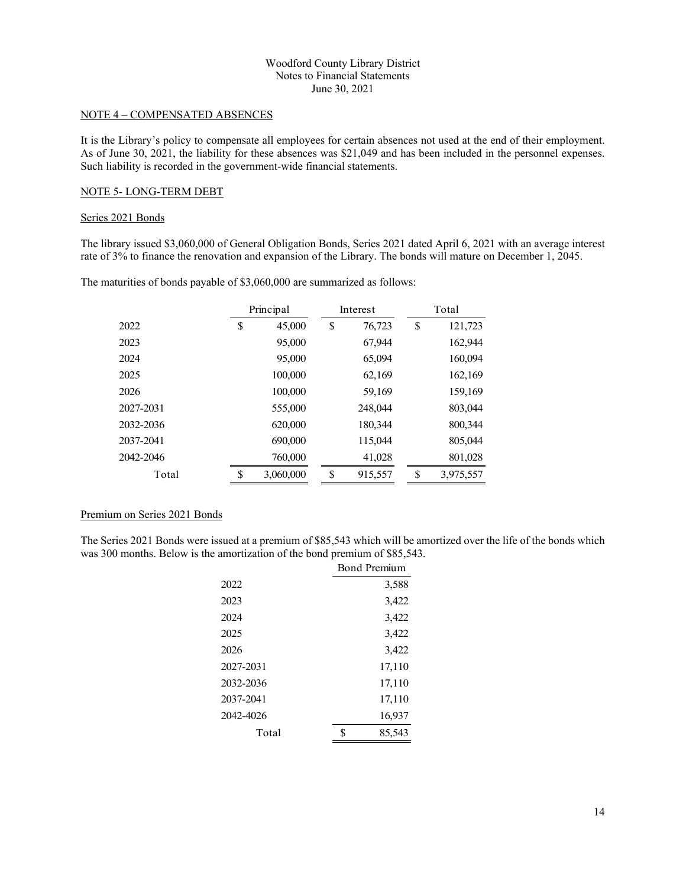Woodford County Library District
Notes to Financial Statements
June 30, 2021

## NOTE 4 – COMPENSATED ABSENCES

It is the Library's policy to compensate all employees for certain absences not used at the end of their employment. As of June 30, 2021, the liability for these absences was $21,049 and has been included in the personnel expenses. Such liability is recorded in the government-wide financial statements.

## NOTE 5- LONG-TERM DEBT

### Series 2021 Bonds

The library issued $3,060,000 of General Obligation Bonds, Series 2021 dated April 6, 2021 with an average interest rate of 3% to finance the renovation and expansion of the Library. The bonds will mature on December 1, 2045.

The maturities of bonds payable of $3,060,000 are summarized as follows:

| | Principal | Interest | Total |
|---|---|---|---|
| 2022 | $ 45,000 | $ 76,723 | $ 121,723 |
| 2023 | 95,000 | 67,944 | 162,944 |
| 2024 | 95,000 | 65,094 | 160,094 |
| 2025 | 100,000 | 62,169 | 162,169 |
| 2026 | 100,000 | 59,169 | 159,169 |
| 2027-2031 | 555,000 | 248,044 | 803,044 |
| 2032-2036 | 620,000 | 180,344 | 800,344 |
| 2037-2041 | 690,000 | 115,044 | 805,044 |
| 2042-2046 | 760,000 | 41,028 | 801,028 |
| Total | $ 3,060,000 | $ 915,557 | $ 3,975,557 |

### Premium on Series 2021 Bonds

The Series 2021 Bonds were issued at a premium of $85,543 which will be amortized over the life of the bonds which was 300 months. Below is the amortization of the bond premium of $85,543.

| | Bond Premium |
|---|---|
| 2022 | 3,588 |
| 2023 | 3,422 |
| 2024 | 3,422 |
| 2025 | 3,422 |
| 2026 | 3,422 |
| 2027-2031 | 17,110 |
| 2032-2036 | 17,110 |
| 2037-2041 | 17,110 |
| 2042-4026 | 16,937 |
| Total | $ 85,543 |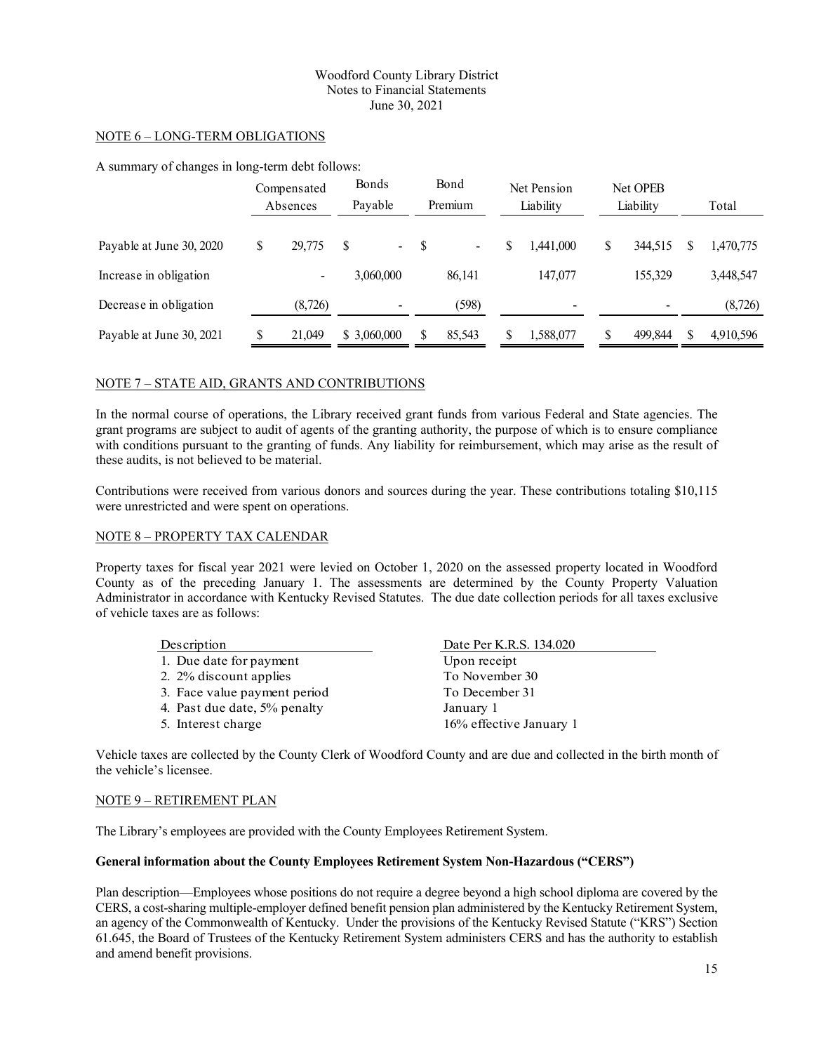Woodford County Library District
Notes to Financial Statements
June 30, 2021

## NOTE 6 – LONG-TERM OBLIGATIONS

A summary of changes in long-term debt follows:

| | Compensated Absences | Bonds Payable | Bond Premium | Net Pension Liability | Net OPEB Liability | Total |
|---|---|---|---|---|---|---|
| Payable at June 30, 2020 | $ 29,775 | $ - | $ - | $ 1,441,000 | $ 344,515 | $ 1,470,775 |
| Increase in obligation | - | 3,060,000 | 86,141 | 147,077 | 155,329 | 3,448,547 |
| Decrease in obligation | (8,726) | - | (598) | - | - | (8,726) |
| Payable at June 30, 2021 | $ 21,049 | $ 3,060,000 | $ 85,543 | $ 1,588,077 | $ 499,844 | $ 4,910,596 |

## NOTE 7 – STATE AID, GRANTS AND CONTRIBUTIONS

In the normal course of operations, the Library received grant funds from various Federal and State agencies. The grant programs are subject to audit of agents of the granting authority, the purpose of which is to ensure compliance with conditions pursuant to the granting of funds. Any liability for reimbursement, which may arise as the result of these audits, is not believed to be material.

Contributions were received from various donors and sources during the year. These contributions totaling $10,115 were unrestricted and were spent on operations.

## NOTE 8 – PROPERTY TAX CALENDAR

Property taxes for fiscal year 2021 were levied on October 1, 2020 on the assessed property located in Woodford County as of the preceding January 1. The assessments are determined by the County Property Valuation Administrator in accordance with Kentucky Revised Statutes. The due date collection periods for all taxes exclusive of vehicle taxes are as follows:

| Description | Date Per K.R.S. 134.020 |
|---|---|
| 1. Due date for payment | Upon receipt |
| 2. 2% discount applies | To November 30 |
| 3. Face value payment period | To December 31 |
| 4. Past due date, 5% penalty | January 1 |
| 5. Interest charge | 16% effective January 1 |

Vehicle taxes are collected by the County Clerk of Woodford County and are due and collected in the birth month of the vehicle's licensee.

## NOTE 9 – RETIREMENT PLAN

The Library's employees are provided with the County Employees Retirement System.

**General information about the County Employees Retirement System Non-Hazardous ("CERS")**

Plan description—Employees whose positions do not require a degree beyond a high school diploma are covered by the CERS, a cost-sharing multiple-employer defined benefit pension plan administered by the Kentucky Retirement System, an agency of the Commonwealth of Kentucky. Under the provisions of the Kentucky Revised Statute ("KRS") Section 61.645, the Board of Trustees of the Kentucky Retirement System administers CERS and has the authority to establish and amend benefit provisions.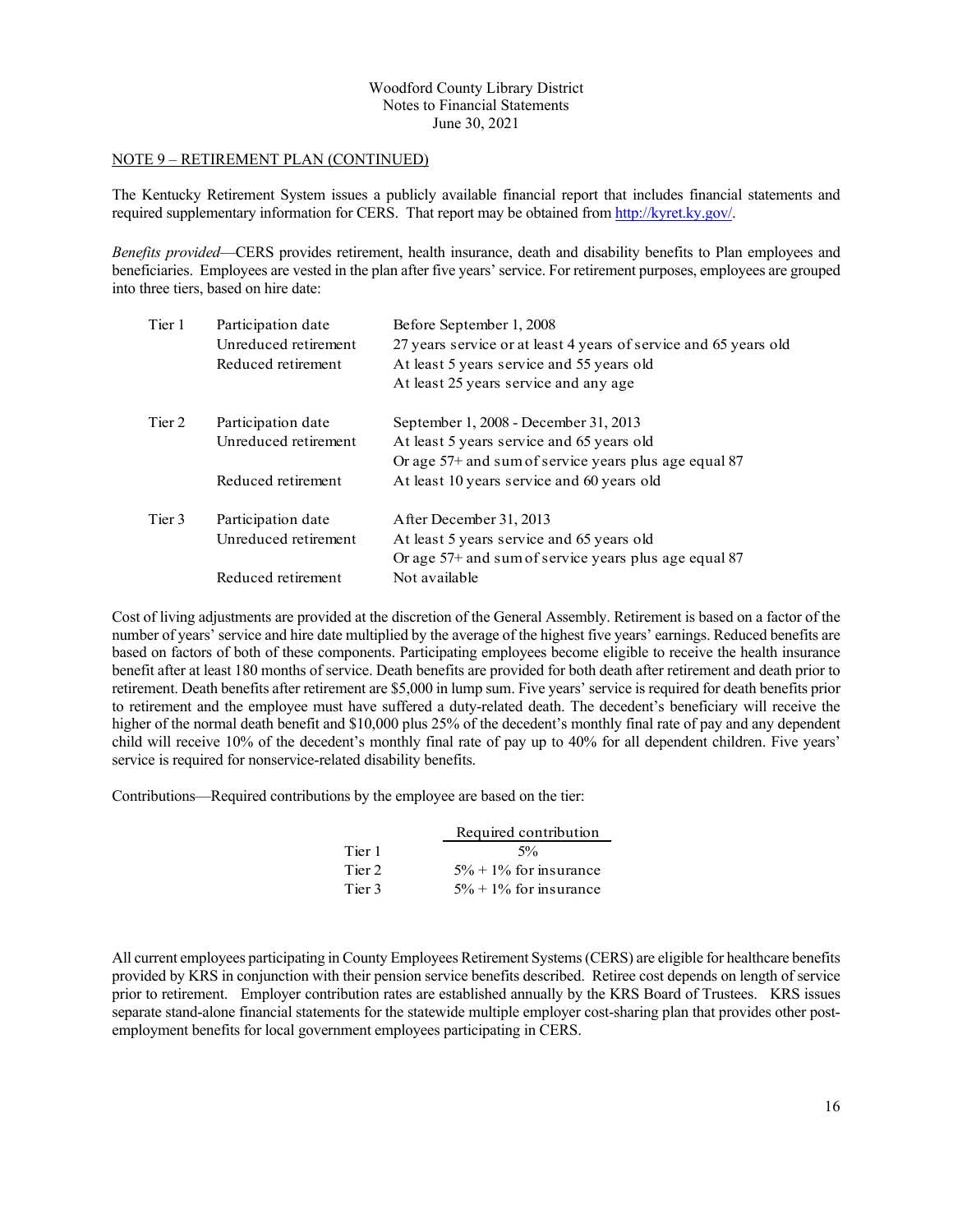NOTE 9 – RETIREMENT PLAN (CONTINUED)

The Kentucky Retirement System issues a publicly available financial report that includes financial statements and required supplementary information for CERS. That report may be obtained from http://kyret.ky.gov/.

*Benefits provided*—CERS provides retirement, health insurance, death and disability benefits to Plan employees and beneficiaries. Employees are vested in the plan after five years' service. For retirement purposes, employees are grouped into three tiers, based on hire date:

| | | |
|---|---|---|
| Tier 1 | Participation date | Before September 1, 2008 |
| | Unreduced retirement | 27 years service or at least 4 years of service and 65 years old |
| | Reduced retirement | At least 5 years service and 55 years old |
| | | At least 25 years service and any age |
| Tier 2 | Participation date | September 1, 2008 - December 31, 2013 |
| | Unreduced retirement | At least 5 years service and 65 years old |
| | | Or age 57+ and sum of service years plus age equal 87 |
| | Reduced retirement | At least 10 years service and 60 years old |
| Tier 3 | Participation date | After December 31, 2013 |
| | Unreduced retirement | At least 5 years service and 65 years old |
| | | Or age 57+ and sum of service years plus age equal 87 |
| | Reduced retirement | Not available |

Cost of living adjustments are provided at the discretion of the General Assembly. Retirement is based on a factor of the number of years' service and hire date multiplied by the average of the highest five years' earnings. Reduced benefits are based on factors of both of these components. Participating employees become eligible to receive the health insurance benefit after at least 180 months of service. Death benefits are provided for both death after retirement and death prior to retirement. Death benefits after retirement are $5,000 in lump sum. Five years' service is required for death benefits prior to retirement and the employee must have suffered a duty-related death. The decedent's beneficiary will receive the higher of the normal death benefit and $10,000 plus 25% of the decedent's monthly final rate of pay and any dependent child will receive 10% of the decedent's monthly final rate of pay up to 40% for all dependent children. Five years' service is required for nonservice-related disability benefits.

Contributions—Required contributions by the employee are based on the tier:

| | Required contribution |
|---|---|
| Tier 1 | 5% |
| Tier 2 | 5% + 1% for insurance |
| Tier 3 | 5% + 1% for insurance |

All current employees participating in County Employees Retirement Systems (CERS) are eligible for healthcare benefits provided by KRS in conjunction with their pension service benefits described. Retiree cost depends on length of service prior to retirement. Employer contribution rates are established annually by the KRS Board of Trustees. KRS issues separate stand-alone financial statements for the statewide multiple employer cost-sharing plan that provides other post-employment benefits for local government employees participating in CERS.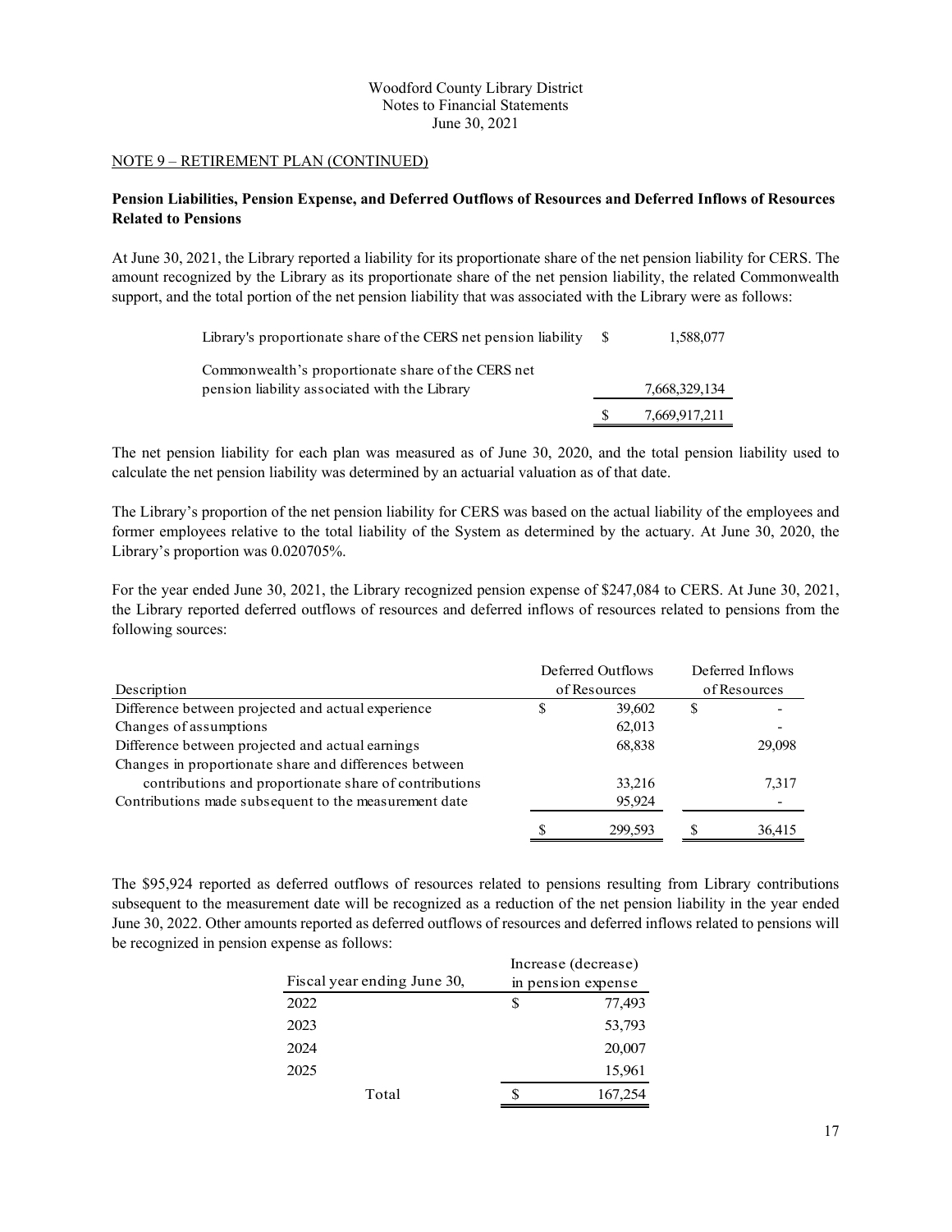NOTE 9 – RETIREMENT PLAN (CONTINUED)

**Pension Liabilities, Pension Expense, and Deferred Outflows of Resources and Deferred Inflows of Resources Related to Pensions**

At June 30, 2021, the Library reported a liability for its proportionate share of the net pension liability for CERS. The amount recognized by the Library as its proportionate share of the net pension liability, the related Commonwealth support, and the total portion of the net pension liability that was associated with the Library were as follows:

| | |
|---|---|
| Library's proportionate share of the CERS net pension liability | $ 1,588,077 |
| Commonwealth's proportionate share of the CERS net pension liability associated with the Library | 7,668,329,134 |
| | $ 7,669,917,211 |

The net pension liability for each plan was measured as of June 30, 2020, and the total pension liability used to calculate the net pension liability was determined by an actuarial valuation as of that date.

The Library's proportion of the net pension liability for CERS was based on the actual liability of the employees and former employees relative to the total liability of the System as determined by the actuary. At June 30, 2020, the Library's proportion was 0.020705%.

For the year ended June 30, 2021, the Library recognized pension expense of $247,084 to CERS. At June 30, 2021, the Library reported deferred outflows of resources and deferred inflows of resources related to pensions from the following sources:

| Description | Deferred Outflows of Resources | Deferred Inflows of Resources |
|---|---|---|
| Difference between projected and actual experience | $ 39,602 | $ - |
| Changes of assumptions | 62,013 | - |
| Difference between projected and actual earnings | 68,838 | 29,098 |
| Changes in proportionate share and differences between contributions and proportionate share of contributions | 33,216 | 7,317 |
| Contributions made subsequent to the measurement date | 95,924 | - |
| | $ 299,593 | $ 36,415 |

The $95,924 reported as deferred outflows of resources related to pensions resulting from Library contributions subsequent to the measurement date will be recognized as a reduction of the net pension liability in the year ended June 30, 2022. Other amounts reported as deferred outflows of resources and deferred inflows related to pensions will be recognized in pension expense as follows:

| Fiscal year ending June 30, | Increase (decrease) in pension expense |
|---|---|
| 2022 | $ 77,493 |
| 2023 | 53,793 |
| 2024 | 20,007 |
| 2025 | 15,961 |
| Total | $ 167,254 |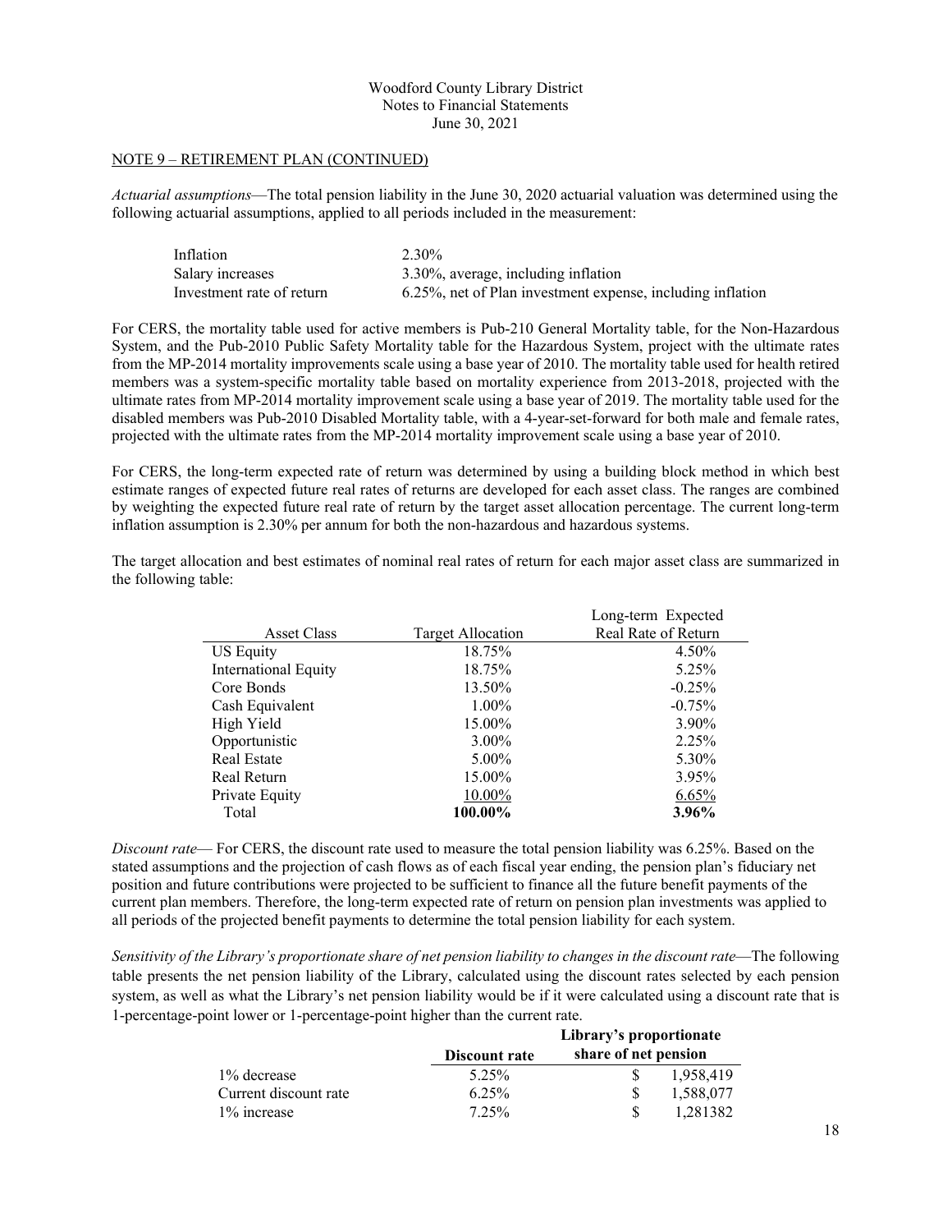## NOTE 9 – RETIREMENT PLAN (CONTINUED)

*Actuarial assumptions*—The total pension liability in the June 30, 2020 actuarial valuation was determined using the following actuarial assumptions, applied to all periods included in the measurement:

| | |
|---|---|
| Inflation | 2.30% |
| Salary increases | 3.30%, average, including inflation |
| Investment rate of return | 6.25%, net of Plan investment expense, including inflation |

For CERS, the mortality table used for active members is Pub-210 General Mortality table, for the Non-Hazardous System, and the Pub-2010 Public Safety Mortality table for the Hazardous System, project with the ultimate rates from the MP-2014 mortality improvements scale using a base year of 2010. The mortality table used for health retired members was a system-specific mortality table based on mortality experience from 2013-2018, projected with the ultimate rates from MP-2014 mortality improvement scale using a base year of 2019. The mortality table used for the disabled members was Pub-2010 Disabled Mortality table, with a 4-year-set-forward for both male and female rates, projected with the ultimate rates from the MP-2014 mortality improvement scale using a base year of 2010.

For CERS, the long-term expected rate of return was determined by using a building block method in which best estimate ranges of expected future real rates of returns are developed for each asset class. The ranges are combined by weighting the expected future real rate of return by the target asset allocation percentage. The current long-term inflation assumption is 2.30% per annum for both the non-hazardous and hazardous systems.

The target allocation and best estimates of nominal real rates of return for each major asset class are summarized in the following table:

| Asset Class | Target Allocation | Long-term Expected Real Rate of Return |
|---|---|---|
| US Equity | 18.75% | 4.50% |
| International Equity | 18.75% | 5.25% |
| Core Bonds | 13.50% | -0.25% |
| Cash Equivalent | 1.00% | -0.75% |
| High Yield | 15.00% | 3.90% |
| Opportunistic | 3.00% | 2.25% |
| Real Estate | 5.00% | 5.30% |
| Real Return | 15.00% | 3.95% |
| Private Equity | 10.00% | 6.65% |
| Total | **100.00%** | **3.96%** |

*Discount rate*— For CERS, the discount rate used to measure the total pension liability was 6.25%. Based on the stated assumptions and the projection of cash flows as of each fiscal year ending, the pension plan's fiduciary net position and future contributions were projected to be sufficient to finance all the future benefit payments of the current plan members. Therefore, the long-term expected rate of return on pension plan investments was applied to all periods of the projected benefit payments to determine the total pension liability for each system.

*Sensitivity of the Library's proportionate share of net pension liability to changes in the discount rate*—The following table presents the net pension liability of the Library, calculated using the discount rates selected by each pension system, as well as what the Library's net pension liability would be if it were calculated using a discount rate that is 1-percentage-point lower or 1-percentage-point higher than the current rate.

| | **Discount rate** | **Library's proportionate share of net pension** |
|---|---|---|
| 1% decrease | 5.25% | $ 1,958,419 |
| Current discount rate | 6.25% | $ 1,588,077 |
| 1% increase | 7.25% | $ 1,281382 |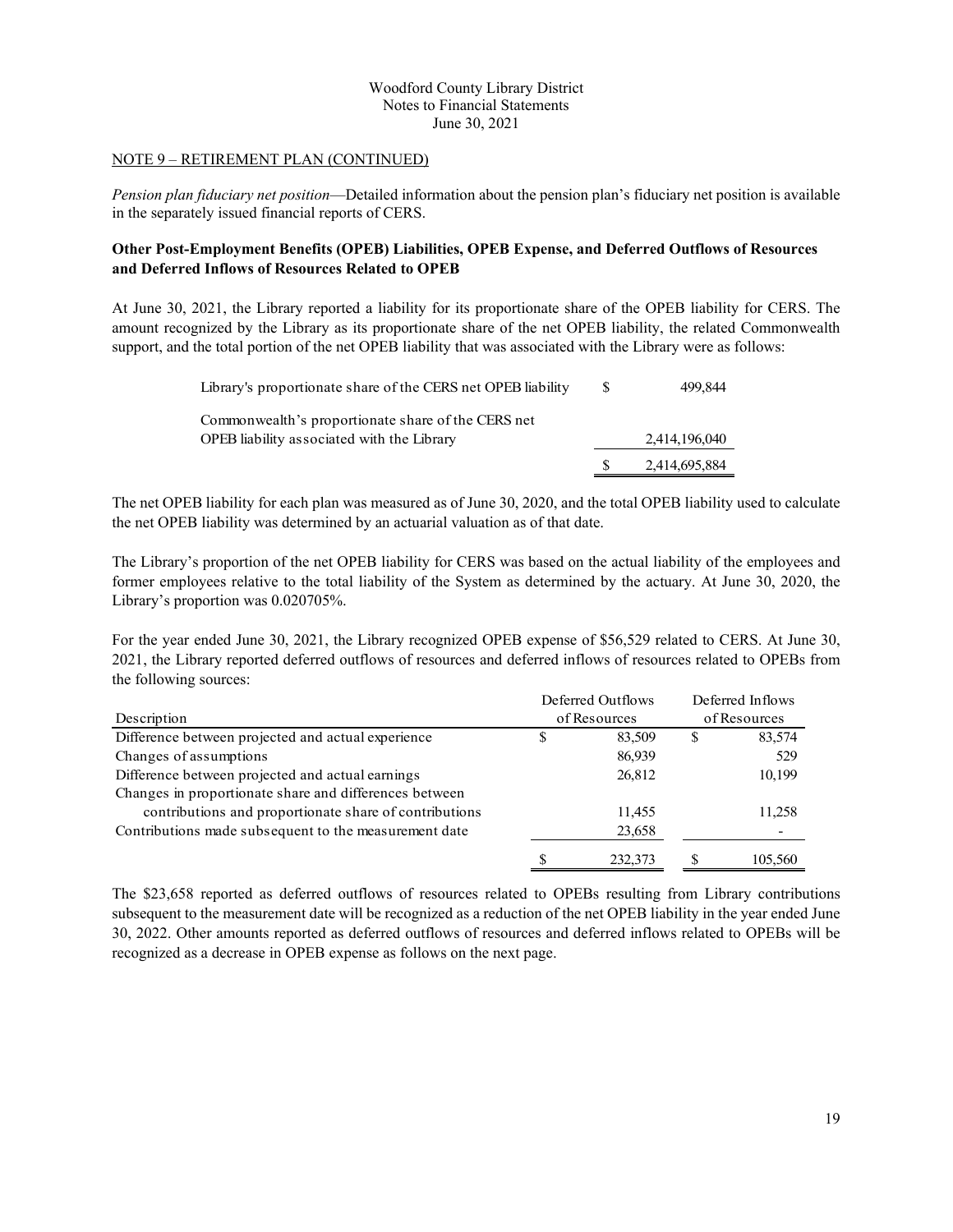NOTE 9 – RETIREMENT PLAN (CONTINUED)

*Pension plan fiduciary net position*—Detailed information about the pension plan's fiduciary net position is available in the separately issued financial reports of CERS.

**Other Post-Employment Benefits (OPEB) Liabilities, OPEB Expense, and Deferred Outflows of Resources and Deferred Inflows of Resources Related to OPEB**

At June 30, 2021, the Library reported a liability for its proportionate share of the OPEB liability for CERS. The amount recognized by the Library as its proportionate share of the net OPEB liability, the related Commonwealth support, and the total portion of the net OPEB liability that was associated with the Library were as follows:

| | |
|---|---|
| Library's proportionate share of the CERS net OPEB liability | $ 499,844 |
| Commonwealth's proportionate share of the CERS net OPEB liability associated with the Library | 2,414,196,040 |
| | $ 2,414,695,884 |

The net OPEB liability for each plan was measured as of June 30, 2020, and the total OPEB liability used to calculate the net OPEB liability was determined by an actuarial valuation as of that date.

The Library's proportion of the net OPEB liability for CERS was based on the actual liability of the employees and former employees relative to the total liability of the System as determined by the actuary. At June 30, 2020, the Library's proportion was 0.020705%.

For the year ended June 30, 2021, the Library recognized OPEB expense of $56,529 related to CERS. At June 30, 2021, the Library reported deferred outflows of resources and deferred inflows of resources related to OPEBs from the following sources:

| Description | Deferred Outflows of Resources | Deferred Inflows of Resources |
|---|---|---|
| Difference between projected and actual experience | $ 83,509 | $ 83,574 |
| Changes of assumptions | 86,939 | 529 |
| Difference between projected and actual earnings | 26,812 | 10,199 |
| Changes in proportionate share and differences between contributions and proportionate share of contributions | 11,455 | 11,258 |
| Contributions made subsequent to the measurement date | 23,658 | - |
| | $ 232,373 | $ 105,560 |

The $23,658 reported as deferred outflows of resources related to OPEBs resulting from Library contributions subsequent to the measurement date will be recognized as a reduction of the net OPEB liability in the year ended June 30, 2022. Other amounts reported as deferred outflows of resources and deferred inflows related to OPEBs will be recognized as a decrease in OPEB expense as follows on the next page.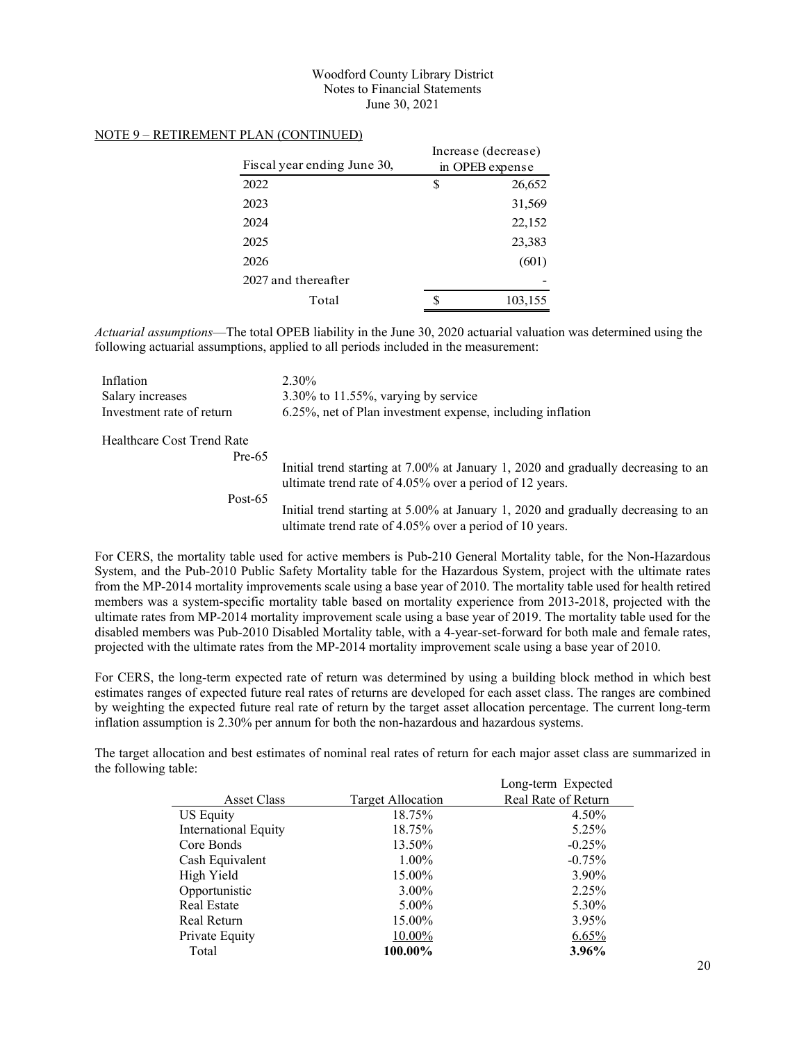## NOTE 9 – RETIREMENT PLAN (CONTINUED)

| Fiscal year ending June 30, | Increase (decrease) in OPEB expense |
|---|---|
| 2022 | $ 26,652 |
| 2023 | 31,569 |
| 2024 | 22,152 |
| 2025 | 23,383 |
| 2026 | (601) |
| 2027 and thereafter | - |
| Total | $ 103,155 |

*Actuarial assumptions*—The total OPEB liability in the June 30, 2020 actuarial valuation was determined using the following actuarial assumptions, applied to all periods included in the measurement:

| | |
|---|---|
| Inflation | 2.30% |
| Salary increases | 3.30% to 11.55%, varying by service |
| Investment rate of return | 6.25%, net of Plan investment expense, including inflation |

Healthcare Cost Trend Rate

| | |
|---|---|
| Pre-65 | Initial trend starting at 7.00% at January 1, 2020 and gradually decreasing to an ultimate trend rate of 4.05% over a period of 12 years. |
| Post-65 | Initial trend starting at 5.00% at January 1, 2020 and gradually decreasing to an ultimate trend rate of 4.05% over a period of 10 years. |

For CERS, the mortality table used for active members is Pub-210 General Mortality table, for the Non-Hazardous System, and the Pub-2010 Public Safety Mortality table for the Hazardous System, project with the ultimate rates from the MP-2014 mortality improvements scale using a base year of 2010. The mortality table used for health retired members was a system-specific mortality table based on mortality experience from 2013-2018, projected with the ultimate rates from MP-2014 mortality improvement scale using a base year of 2019. The mortality table used for the disabled members was Pub-2010 Disabled Mortality table, with a 4-year-set-forward for both male and female rates, projected with the ultimate rates from the MP-2014 mortality improvement scale using a base year of 2010.

For CERS, the long-term expected rate of return was determined by using a building block method in which best estimates ranges of expected future real rates of returns are developed for each asset class. The ranges are combined by weighting the expected future real rate of return by the target asset allocation percentage. The current long-term inflation assumption is 2.30% per annum for both the non-hazardous and hazardous systems.

The target allocation and best estimates of nominal real rates of return for each major asset class are summarized in the following table:

| Asset Class | Target Allocation | Long-term Expected Real Rate of Return |
|---|---|---|
| US Equity | 18.75% | 4.50% |
| International Equity | 18.75% | 5.25% |
| Core Bonds | 13.50% | -0.25% |
| Cash Equivalent | 1.00% | -0.75% |
| High Yield | 15.00% | 3.90% |
| Opportunistic | 3.00% | 2.25% |
| Real Estate | 5.00% | 5.30% |
| Real Return | 15.00% | 3.95% |
| Private Equity | 10.00% | 6.65% |
| Total | **100.00%** | **3.96%** |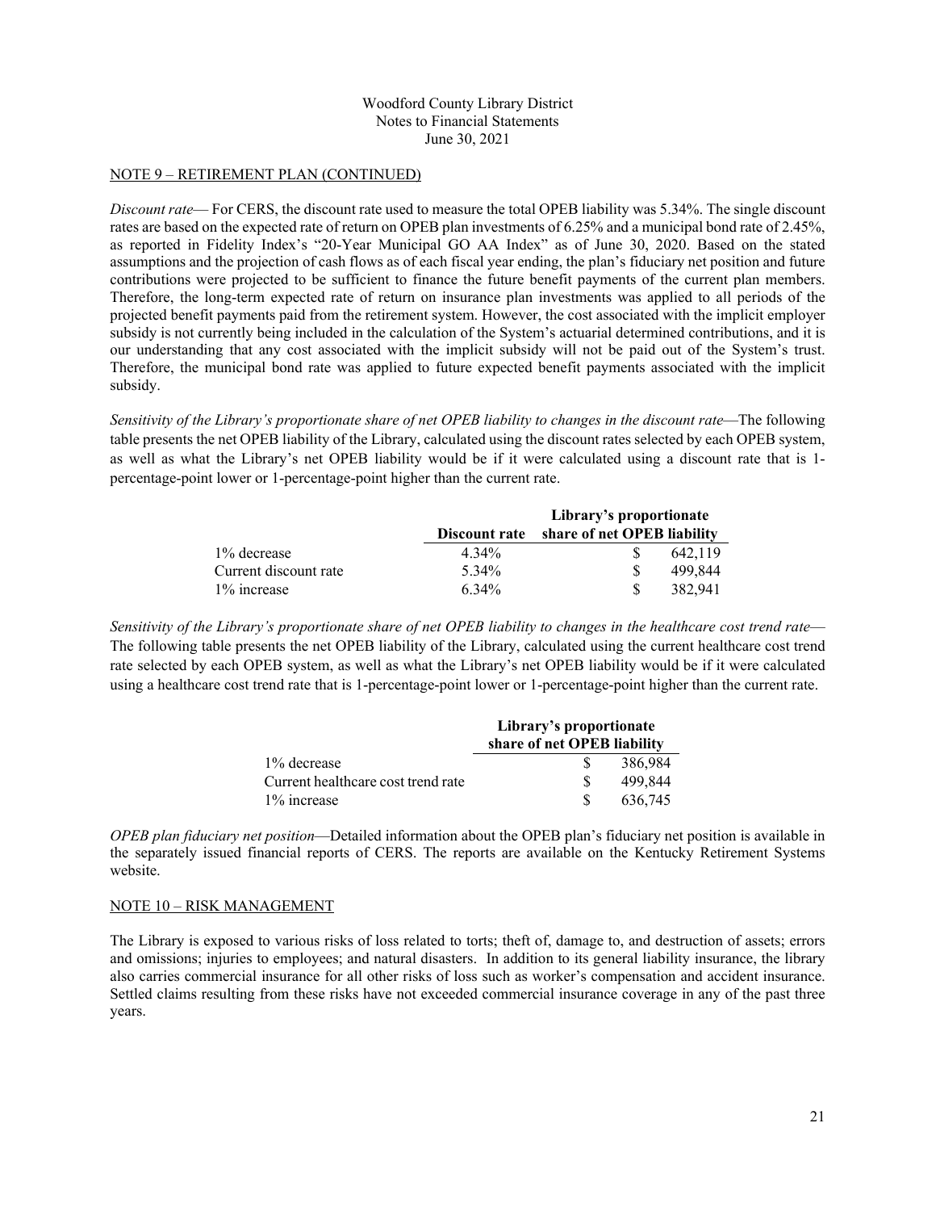NOTE 9 – RETIREMENT PLAN (CONTINUED)

*Discount rate*— For CERS, the discount rate used to measure the total OPEB liability was 5.34%. The single discount rates are based on the expected rate of return on OPEB plan investments of 6.25% and a municipal bond rate of 2.45%, as reported in Fidelity Index's "20-Year Municipal GO AA Index" as of June 30, 2020. Based on the stated assumptions and the projection of cash flows as of each fiscal year ending, the plan's fiduciary net position and future contributions were projected to be sufficient to finance the future benefit payments of the current plan members. Therefore, the long-term expected rate of return on insurance plan investments was applied to all periods of the projected benefit payments paid from the retirement system. However, the cost associated with the implicit employer subsidy is not currently being included in the calculation of the System's actuarial determined contributions, and it is our understanding that any cost associated with the implicit subsidy will not be paid out of the System's trust. Therefore, the municipal bond rate was applied to future expected benefit payments associated with the implicit subsidy.

*Sensitivity of the Library's proportionate share of net OPEB liability to changes in the discount rate*—The following table presents the net OPEB liability of the Library, calculated using the discount rates selected by each OPEB system, as well as what the Library's net OPEB liability would be if it were calculated using a discount rate that is 1-percentage-point lower or 1-percentage-point higher than the current rate.

| | Discount rate | Library's proportionate share of net OPEB liability |
|---|---|---|
| 1% decrease | 4.34% | $ 642,119 |
| Current discount rate | 5.34% | $ 499,844 |
| 1% increase | 6.34% | $ 382,941 |

*Sensitivity of the Library's proportionate share of net OPEB liability to changes in the healthcare cost trend rate*—The following table presents the net OPEB liability of the Library, calculated using the current healthcare cost trend rate selected by each OPEB system, as well as what the Library's net OPEB liability would be if it were calculated using a healthcare cost trend rate that is 1-percentage-point lower or 1-percentage-point higher than the current rate.

| | Library's proportionate share of net OPEB liability |
|---|---|
| 1% decrease | $ 386,984 |
| Current healthcare cost trend rate | $ 499,844 |
| 1% increase | $ 636,745 |

*OPEB plan fiduciary net position*—Detailed information about the OPEB plan's fiduciary net position is available in the separately issued financial reports of CERS. The reports are available on the Kentucky Retirement Systems website.

NOTE 10 – RISK MANAGEMENT

The Library is exposed to various risks of loss related to torts; theft of, damage to, and destruction of assets; errors and omissions; injuries to employees; and natural disasters. In addition to its general liability insurance, the library also carries commercial insurance for all other risks of loss such as worker's compensation and accident insurance. Settled claims resulting from these risks have not exceeded commercial insurance coverage in any of the past three years.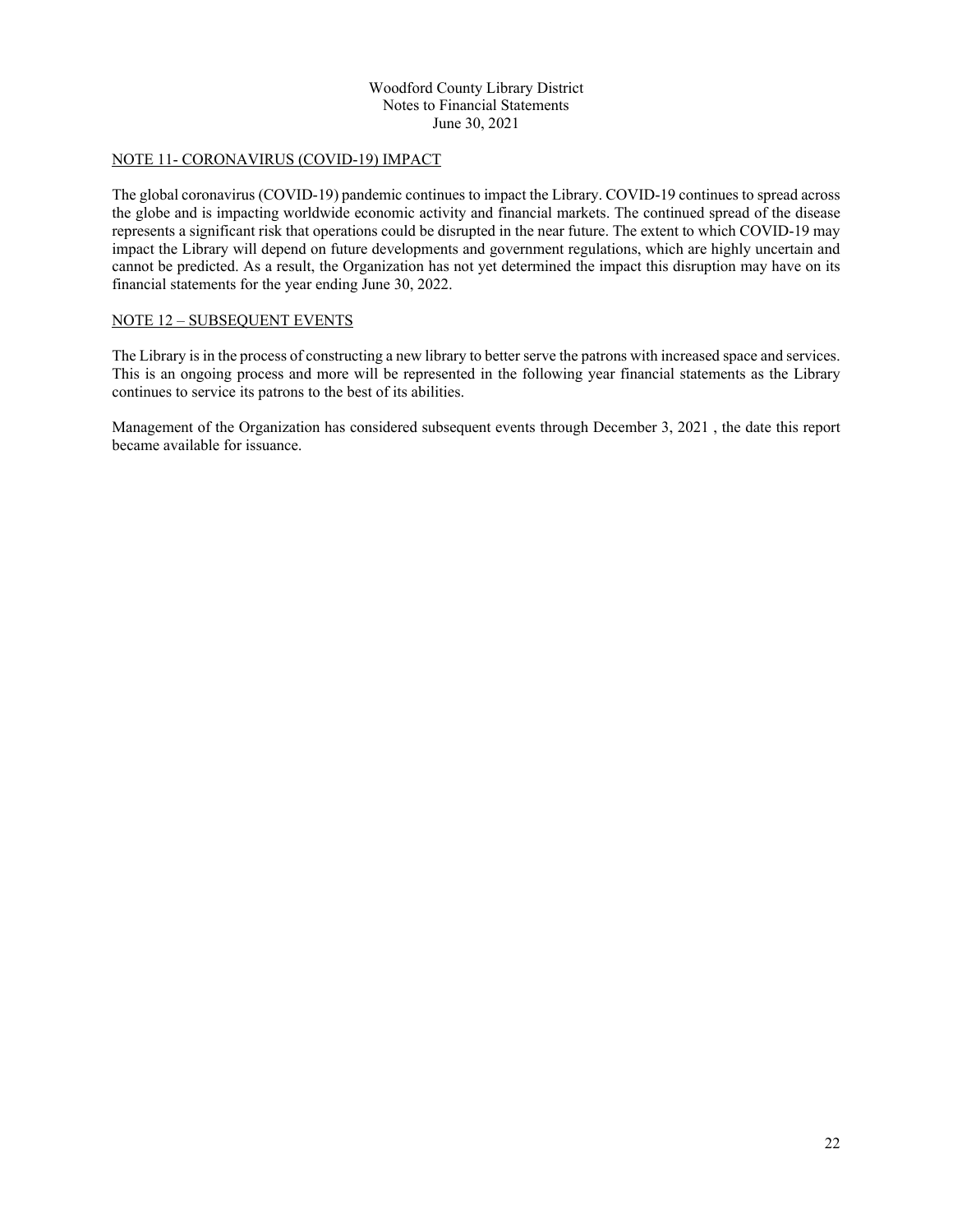Woodford County Library District
Notes to Financial Statements
June 30, 2021

## NOTE 11- CORONAVIRUS (COVID-19) IMPACT

The global coronavirus (COVID-19) pandemic continues to impact the Library. COVID-19 continues to spread across the globe and is impacting worldwide economic activity and financial markets. The continued spread of the disease represents a significant risk that operations could be disrupted in the near future. The extent to which COVID-19 may impact the Library will depend on future developments and government regulations, which are highly uncertain and cannot be predicted. As a result, the Organization has not yet determined the impact this disruption may have on its financial statements for the year ending June 30, 2022.

## NOTE 12 – SUBSEQUENT EVENTS

The Library is in the process of constructing a new library to better serve the patrons with increased space and services. This is an ongoing process and more will be represented in the following year financial statements as the Library continues to service its patrons to the best of its abilities.

Management of the Organization has considered subsequent events through December 3, 2021 , the date this report became available for issuance.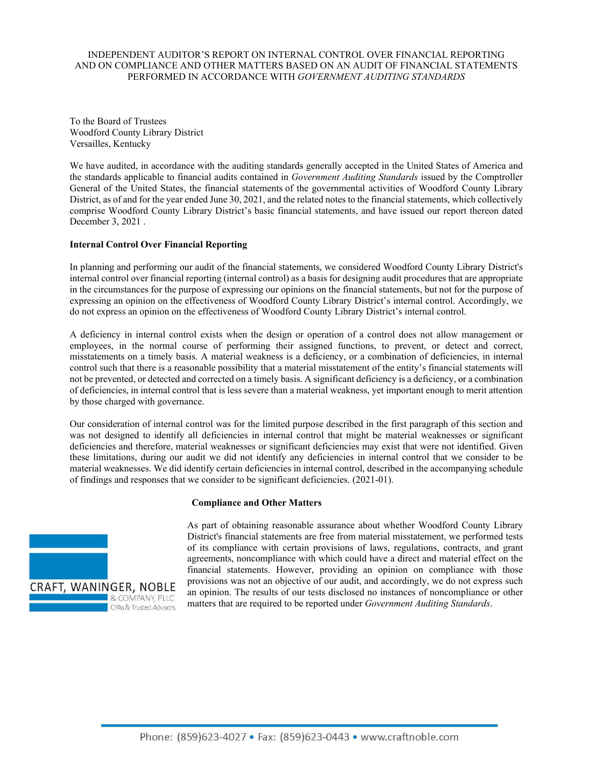# INDEPENDENT AUDITOR'S REPORT ON INTERNAL CONTROL OVER FINANCIAL REPORTING AND ON COMPLIANCE AND OTHER MATTERS BASED ON AN AUDIT OF FINANCIAL STATEMENTS PERFORMED IN ACCORDANCE WITH *GOVERNMENT AUDITING STANDARDS*

To the Board of Trustees
Woodford County Library District
Versailles, Kentucky

We have audited, in accordance with the auditing standards generally accepted in the United States of America and the standards applicable to financial audits contained in *Government Auditing Standards* issued by the Comptroller General of the United States, the financial statements of the governmental activities of Woodford County Library District, as of and for the year ended June 30, 2021, and the related notes to the financial statements, which collectively comprise Woodford County Library District's basic financial statements, and have issued our report thereon dated December 3, 2021 .

**Internal Control Over Financial Reporting**

In planning and performing our audit of the financial statements, we considered Woodford County Library District's internal control over financial reporting (internal control) as a basis for designing audit procedures that are appropriate in the circumstances for the purpose of expressing our opinions on the financial statements, but not for the purpose of expressing an opinion on the effectiveness of Woodford County Library District's internal control. Accordingly, we do not express an opinion on the effectiveness of Woodford County Library District's internal control.

A deficiency in internal control exists when the design or operation of a control does not allow management or employees, in the normal course of performing their assigned functions, to prevent, or detect and correct, misstatements on a timely basis. A material weakness is a deficiency, or a combination of deficiencies, in internal control such that there is a reasonable possibility that a material misstatement of the entity's financial statements will not be prevented, or detected and corrected on a timely basis. A significant deficiency is a deficiency, or a combination of deficiencies, in internal control that is less severe than a material weakness, yet important enough to merit attention by those charged with governance.

Our consideration of internal control was for the limited purpose described in the first paragraph of this section and was not designed to identify all deficiencies in internal control that might be material weaknesses or significant deficiencies and therefore, material weaknesses or significant deficiencies may exist that were not identified. Given these limitations, during our audit we did not identify any deficiencies in internal control that we consider to be material weaknesses. We did identify certain deficiencies in internal control, described in the accompanying schedule of findings and responses that we consider to be significant deficiencies. (2021-01).

**Compliance and Other Matters**

As part of obtaining reasonable assurance about whether Woodford County Library District's financial statements are free from material misstatement, we performed tests of its compliance with certain provisions of laws, regulations, contracts, and grant agreements, noncompliance with which could have a direct and material effect on the financial statements. However, providing an opinion on compliance with those provisions was not an objective of our audit, and accordingly, we do not express such an opinion. The results of our tests disclosed no instances of noncompliance or other matters that are required to be reported under *Government Auditing Standards*.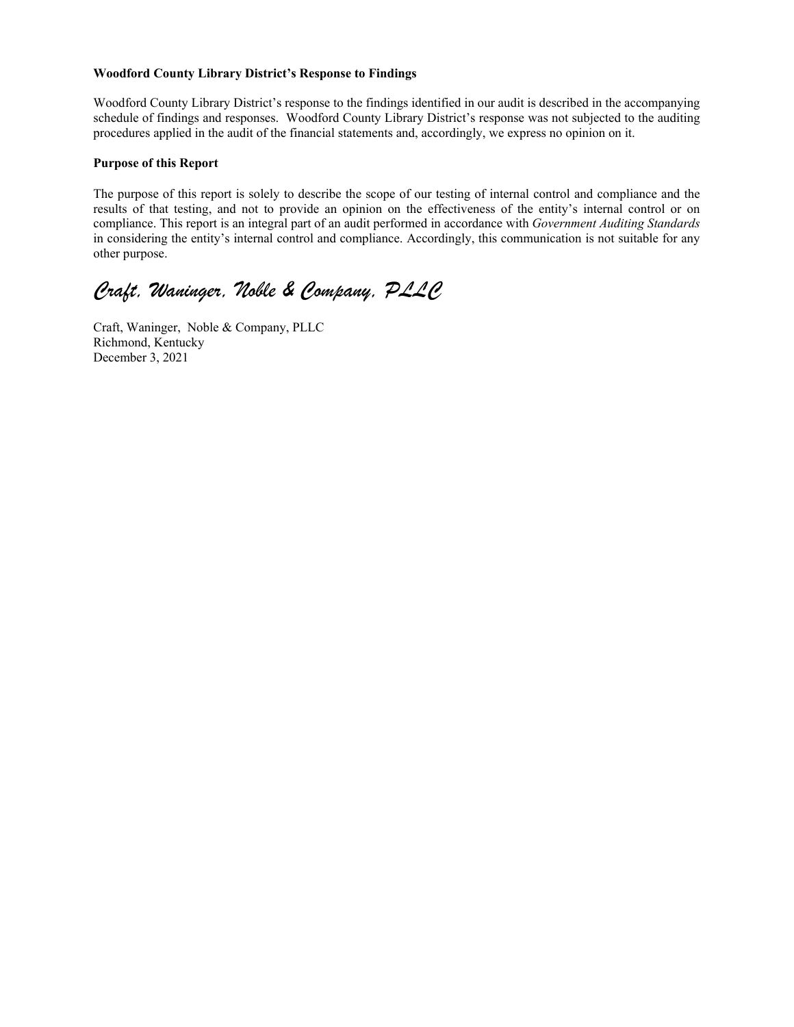**Woodford County Library District's Response to Findings**

Woodford County Library District's response to the findings identified in our audit is described in the accompanying schedule of findings and responses. Woodford County Library District's response was not subjected to the auditing procedures applied in the audit of the financial statements and, accordingly, we express no opinion on it.

**Purpose of this Report**

The purpose of this report is solely to describe the scope of our testing of internal control and compliance and the results of that testing, and not to provide an opinion on the effectiveness of the entity's internal control or on compliance. This report is an integral part of an audit performed in accordance with *Government Auditing Standards* in considering the entity's internal control and compliance. Accordingly, this communication is not suitable for any other purpose.

*Craft, Waninger, Noble & Company, PLLC*

Craft, Waninger, Noble & Company, PLLC
Richmond, Kentucky
December 3, 2021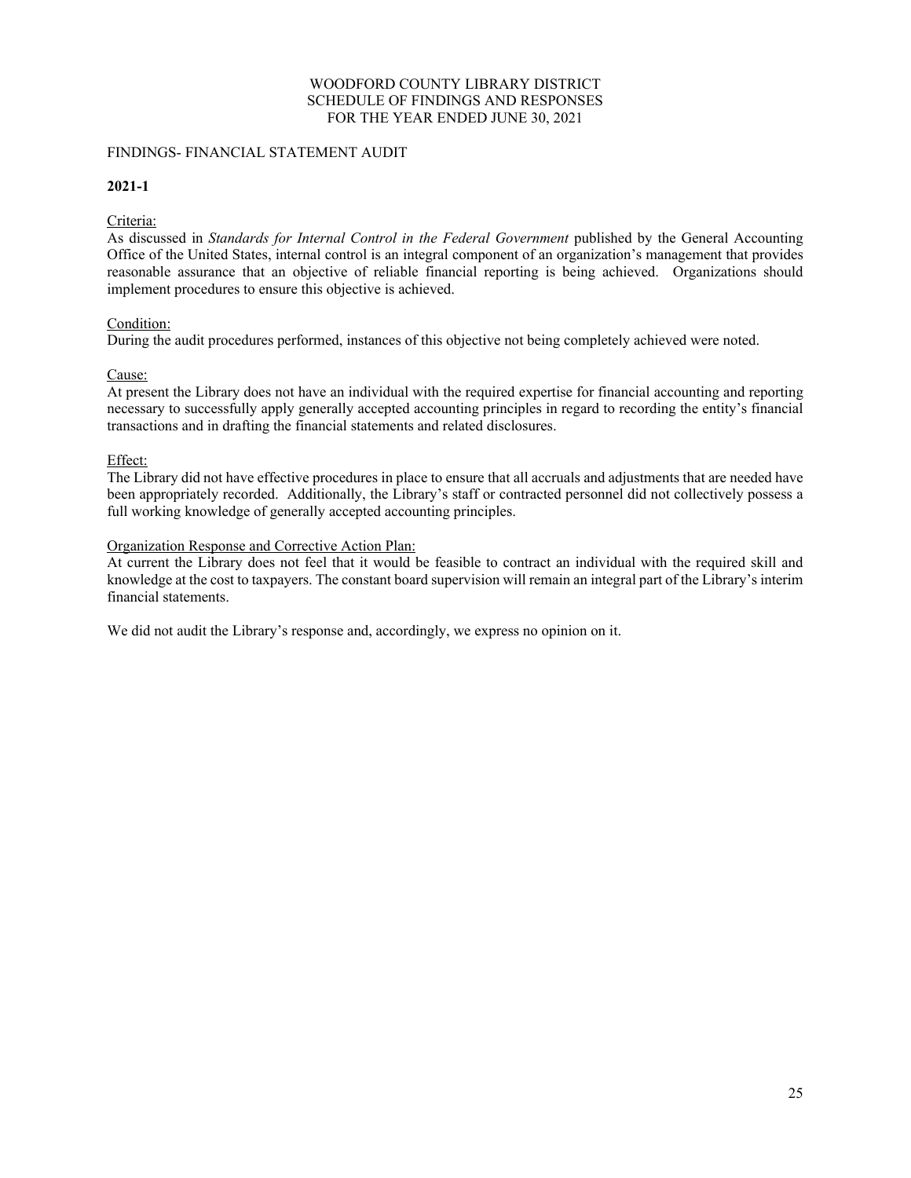# WOODFORD COUNTY LIBRARY DISTRICT
## SCHEDULE OF FINDINGS AND RESPONSES
## FOR THE YEAR ENDED JUNE 30, 2021

FINDINGS- FINANCIAL STATEMENT AUDIT

**2021-1**

Criteria:
As discussed in *Standards for Internal Control in the Federal Government* published by the General Accounting Office of the United States, internal control is an integral component of an organization's management that provides reasonable assurance that an objective of reliable financial reporting is being achieved. Organizations should implement procedures to ensure this objective is achieved.

Condition:
During the audit procedures performed, instances of this objective not being completely achieved were noted.

Cause:
At present the Library does not have an individual with the required expertise for financial accounting and reporting necessary to successfully apply generally accepted accounting principles in regard to recording the entity's financial transactions and in drafting the financial statements and related disclosures.

Effect:
The Library did not have effective procedures in place to ensure that all accruals and adjustments that are needed have been appropriately recorded. Additionally, the Library's staff or contracted personnel did not collectively possess a full working knowledge of generally accepted accounting principles.

Organization Response and Corrective Action Plan:
At current the Library does not feel that it would be feasible to contract an individual with the required skill and knowledge at the cost to taxpayers. The constant board supervision will remain an integral part of the Library's interim financial statements.

We did not audit the Library's response and, accordingly, we express no opinion on it.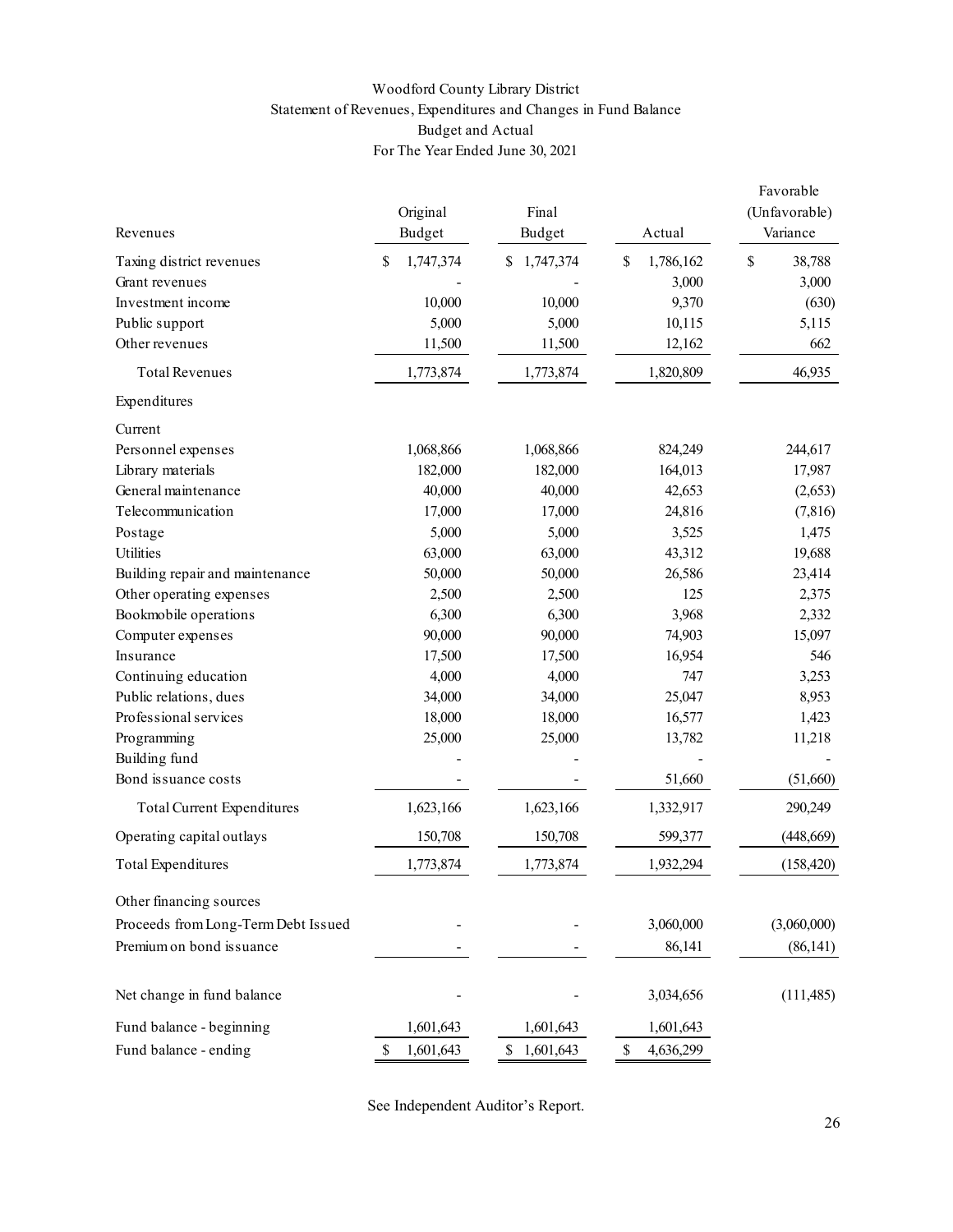# Woodford County Library District
## Statement of Revenues, Expenditures and Changes in Fund Balance
## Budget and Actual
## For The Year Ended June 30, 2021

| Revenues | Original Budget | Final Budget | Actual | Favorable (Unfavorable) Variance |
|---|---|---|---|---|
| Taxing district revenues | $ 1,747,374 | $ 1,747,374 | $ 1,786,162 | $ 38,788 |
| Grant revenues | - | - | 3,000 | 3,000 |
| Investment income | 10,000 | 10,000 | 9,370 | (630) |
| Public support | 5,000 | 5,000 | 10,115 | 5,115 |
| Other revenues | 11,500 | 11,500 | 12,162 | 662 |
| Total Revenues | 1,773,874 | 1,773,874 | 1,820,809 | 46,935 |
| **Expenditures** | | | | |
| Current | | | | |
| Personnel expenses | 1,068,866 | 1,068,866 | 824,249 | 244,617 |
| Library materials | 182,000 | 182,000 | 164,013 | 17,987 |
| General maintenance | 40,000 | 40,000 | 42,653 | (2,653) |
| Telecommunication | 17,000 | 17,000 | 24,816 | (7,816) |
| Postage | 5,000 | 5,000 | 3,525 | 1,475 |
| Utilities | 63,000 | 63,000 | 43,312 | 19,688 |
| Building repair and maintenance | 50,000 | 50,000 | 26,586 | 23,414 |
| Other operating expenses | 2,500 | 2,500 | 125 | 2,375 |
| Bookmobile operations | 6,300 | 6,300 | 3,968 | 2,332 |
| Computer expenses | 90,000 | 90,000 | 74,903 | 15,097 |
| Insurance | 17,500 | 17,500 | 16,954 | 546 |
| Continuing education | 4,000 | 4,000 | 747 | 3,253 |
| Public relations, dues | 34,000 | 34,000 | 25,047 | 8,953 |
| Professional services | 18,000 | 18,000 | 16,577 | 1,423 |
| Programming | 25,000 | 25,000 | 13,782 | 11,218 |
| Building fund | - | - | - | - |
| Bond issuance costs | - | - | 51,660 | (51,660) |
| Total Current Expenditures | 1,623,166 | 1,623,166 | 1,332,917 | 290,249 |
| Operating capital outlays | 150,708 | 150,708 | 599,377 | (448,669) |
| Total Expenditures | 1,773,874 | 1,773,874 | 1,932,294 | (158,420) |
| **Other financing sources** | | | | |
| Proceeds from Long-Term Debt Issued | - | - | 3,060,000 | (3,060,000) |
| Premium on bond issuance | - | - | 86,141 | (86,141) |
| Net change in fund balance | - | - | 3,034,656 | (111,485) |
| Fund balance - beginning | 1,601,643 | 1,601,643 | 1,601,643 | |
| Fund balance - ending | $ 1,601,643 | $ 1,601,643 | $ 4,636,299 | |

See Independent Auditor's Report.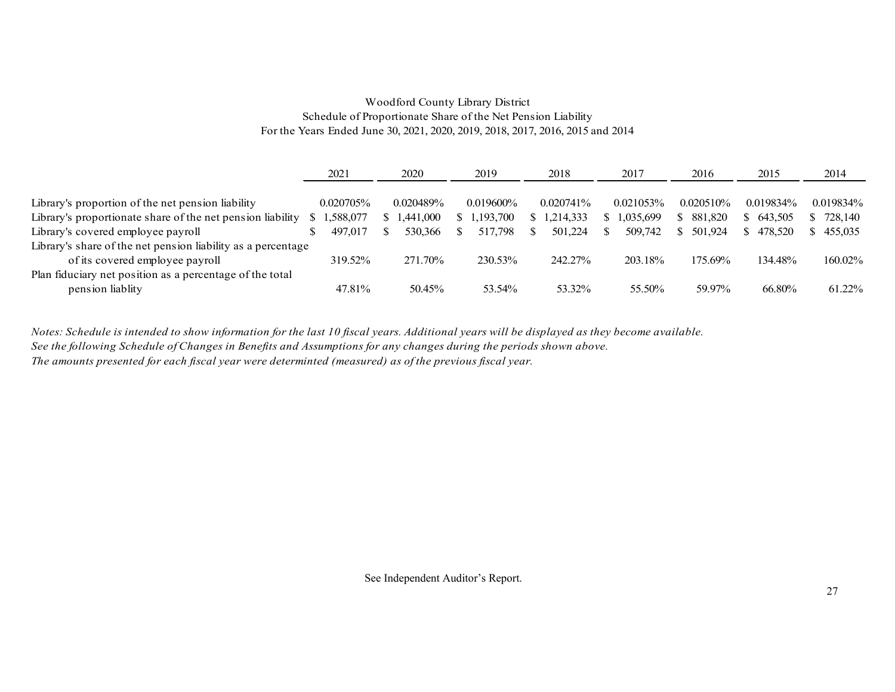Woodford County Library District
Schedule of Proportionate Share of the Net Pension Liability
For the Years Ended June 30, 2021, 2020, 2019, 2018, 2017, 2016, 2015 and 2014

| | 2021 | 2020 | 2019 | 2018 | 2017 | 2016 | 2015 | 2014 |
|---|---|---|---|---|---|---|---|---|
| Library's proportion of the net pension liability | 0.020705% | 0.020489% | 0.019600% | 0.020741% | 0.021053% | 0.020510% | 0.019834% | 0.019834% |
| Library's proportionate share of the net pension liability | $ 1,588,077 | $ 1,441,000 | $ 1,193,700 | $ 1,214,333 | $ 1,035,699 | $ 881,820 | $ 643,505 | $ 728,140 |
| Library's covered employee payroll | $ 497,017 | $ 530,366 | $ 517,798 | $ 501,224 | $ 509,742 | $ 501,924 | $ 478,520 | $ 455,035 |
| Library's share of the net pension liability as a percentage of its covered employee payroll | 319.52% | 271.70% | 230.53% | 242.27% | 203.18% | 175.69% | 134.48% | 160.02% |
| Plan fiduciary net position as a percentage of the total pension liablity | 47.81% | 50.45% | 53.54% | 53.32% | 55.50% | 59.97% | 66.80% | 61.22% |

*Notes: Schedule is intended to show information for the last 10 fiscal years. Additional years will be displayed as they become available.*
*See the following Schedule of Changes in Benefits and Assumptions for any changes during the periods shown above.*
*The amounts presented for each fiscal year were determinted (measured) as of the previous fiscal year.*

See Independent Auditor's Report.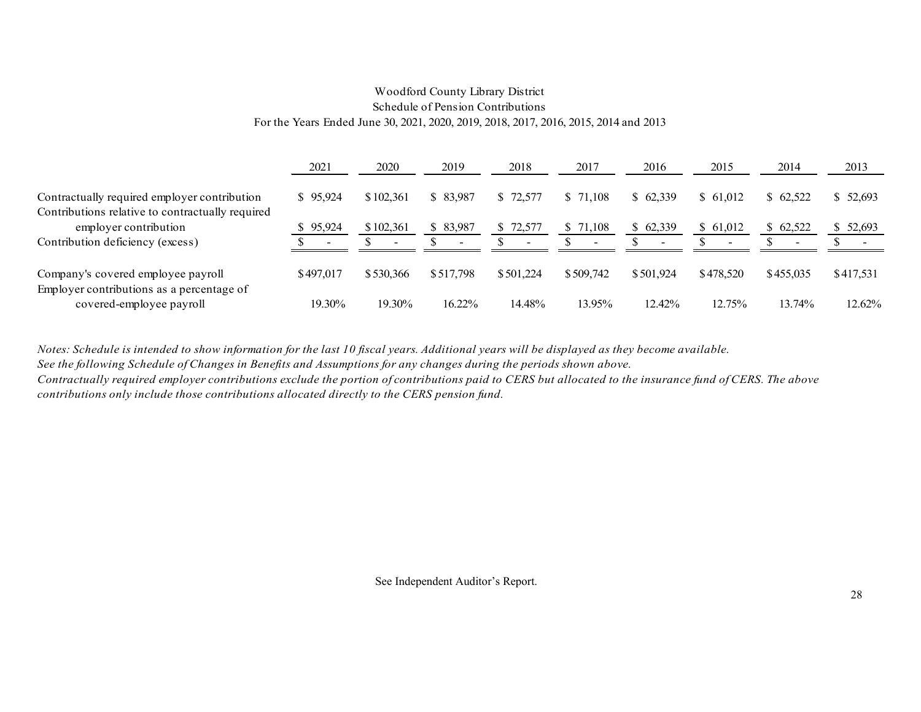Woodford County Library District
Schedule of Pension Contributions
For the Years Ended June 30, 2021, 2020, 2019, 2018, 2017, 2016, 2015, 2014 and 2013

| | 2021 | 2020 | 2019 | 2018 | 2017 | 2016 | 2015 | 2014 | 2013 |
|---|---|---|---|---|---|---|---|---|---|
| Contractually required employer contribution | $ 95,924 | $ 102,361 | $ 83,987 | $ 72,577 | $ 71,108 | $ 62,339 | $ 61,012 | $ 62,522 | $ 52,693 |
| Contributions relative to contractually required employer contribution | $ 95,924 | $ 102,361 | $ 83,987 | $ 72,577 | $ 71,108 | $ 62,339 | $ 61,012 | $ 62,522 | $ 52,693 |
| Contribution deficiency (excess) | $ - | $ - | $ - | $ - | $ - | $ - | $ - | $ - | $ - |
| Company's covered employee payroll | $ 497,017 | $ 530,366 | $ 517,798 | $ 501,224 | $ 509,742 | $ 501,924 | $ 478,520 | $ 455,035 | $ 417,531 |
| Employer contributions as a percentage of covered-employee payroll | 19.30% | 19.30% | 16.22% | 14.48% | 13.95% | 12.42% | 12.75% | 13.74% | 12.62% |

*Notes: Schedule is intended to show information for the last 10 fiscal years. Additional years will be displayed as they become available.*
*See the following Schedule of Changes in Benefits and Assumptions for any changes during the periods shown above.*
*Contractually required employer contributions exclude the portion of contributions paid to CERS but allocated to the insurance fund of CERS. The above contributions only include those contributions allocated directly to the CERS pension fund.*

See Independent Auditor's Report.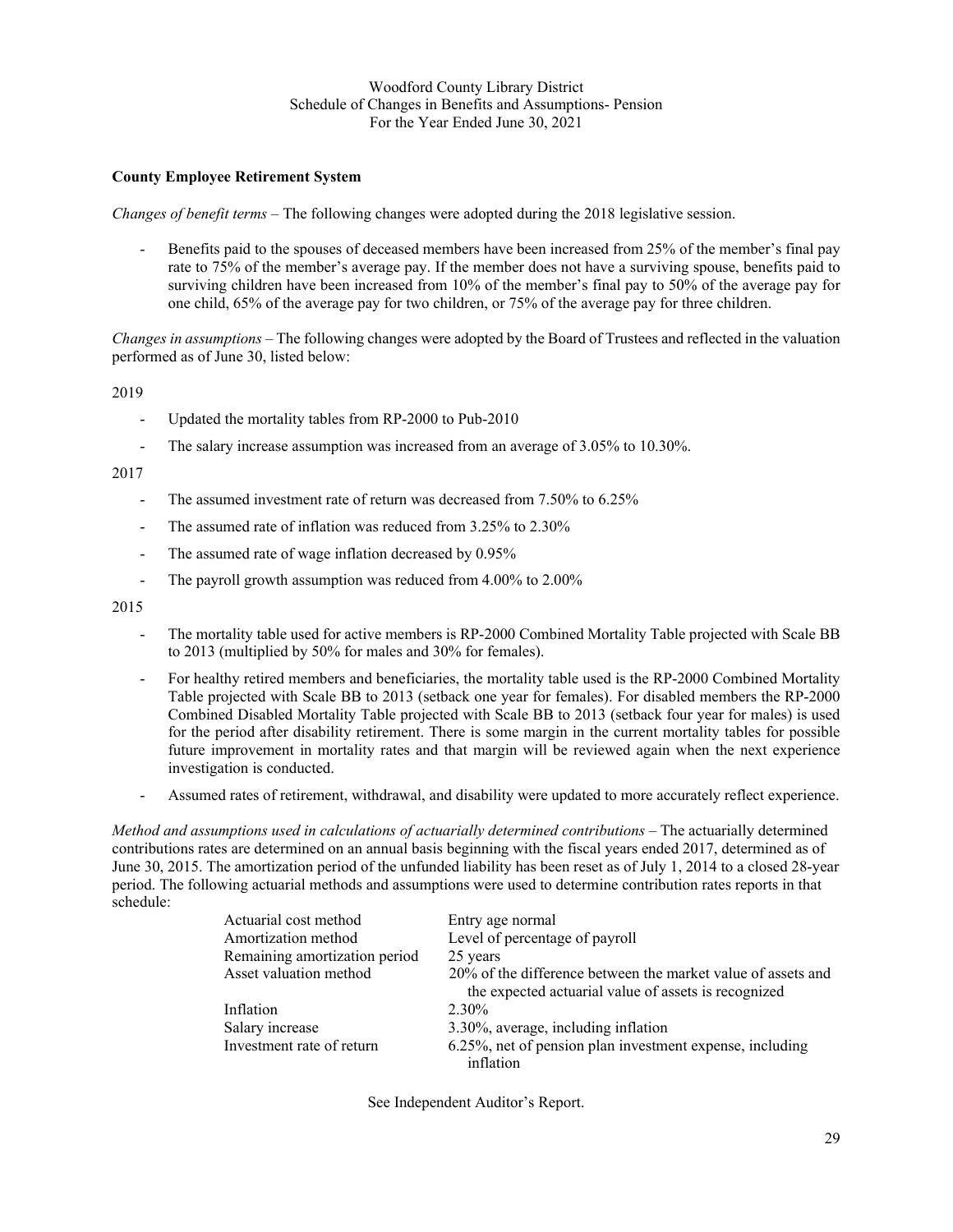# Woodford County Library District
## Schedule of Changes in Benefits and Assumptions- Pension
### For the Year Ended June 30, 2021

**County Employee Retirement System**

*Changes of benefit terms* – The following changes were adopted during the 2018 legislative session.

- Benefits paid to the spouses of deceased members have been increased from 25% of the member's final pay rate to 75% of the member's average pay. If the member does not have a surviving spouse, benefits paid to surviving children have been increased from 10% of the member's final pay to 50% of the average pay for one child, 65% of the average pay for two children, or 75% of the average pay for three children.

*Changes in assumptions* – The following changes were adopted by the Board of Trustees and reflected in the valuation performed as of June 30, listed below:

2019

- Updated the mortality tables from RP-2000 to Pub-2010
- The salary increase assumption was increased from an average of 3.05% to 10.30%.

2017

- The assumed investment rate of return was decreased from 7.50% to 6.25%
- The assumed rate of inflation was reduced from 3.25% to 2.30%
- The assumed rate of wage inflation decreased by 0.95%
- The payroll growth assumption was reduced from 4.00% to 2.00%

2015

- The mortality table used for active members is RP-2000 Combined Mortality Table projected with Scale BB to 2013 (multiplied by 50% for males and 30% for females).
- For healthy retired members and beneficiaries, the mortality table used is the RP-2000 Combined Mortality Table projected with Scale BB to 2013 (setback one year for females). For disabled members the RP-2000 Combined Disabled Mortality Table projected with Scale BB to 2013 (setback four year for males) is used for the period after disability retirement. There is some margin in the current mortality tables for possible future improvement in mortality rates and that margin will be reviewed again when the next experience investigation is conducted.
- Assumed rates of retirement, withdrawal, and disability were updated to more accurately reflect experience.

*Method and assumptions used in calculations of actuarially determined contributions* – The actuarially determined contributions rates are determined on an annual basis beginning with the fiscal years ended 2017, determined as of June 30, 2015. The amortization period of the unfunded liability has been reset as of July 1, 2014 to a closed 28-year period. The following actuarial methods and assumptions were used to determine contribution rates reports in that schedule:

| | |
|---|---|
| Actuarial cost method | Entry age normal |
| Amortization method | Level of percentage of payroll |
| Remaining amortization period | 25 years |
| Asset valuation method | 20% of the difference between the market value of assets and the expected actuarial value of assets is recognized |
| Inflation | 2.30% |
| Salary increase | 3.30%, average, including inflation |
| Investment rate of return | 6.25%, net of pension plan investment expense, including inflation |

See Independent Auditor's Report.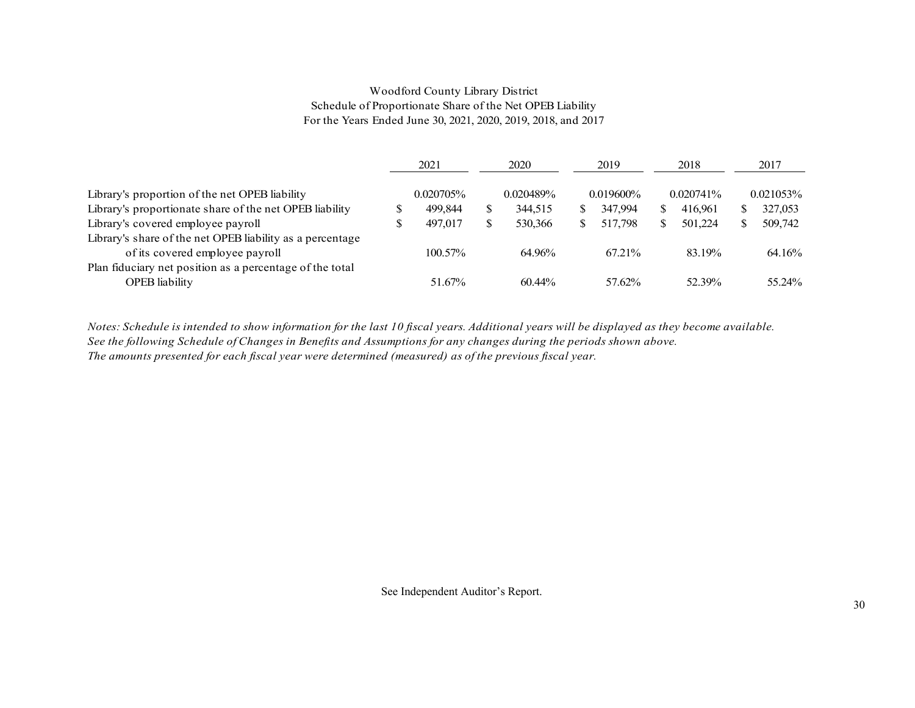# Woodford County Library District
## Schedule of Proportionate Share of the Net OPEB Liability
### For the Years Ended June 30, 2021, 2020, 2019, 2018, and 2017

| | 2021 | 2020 | 2019 | 2018 | 2017 |
|---|---|---|---|---|---|
| Library's proportion of the net OPEB liability | 0.020705% | 0.020489% | 0.019600% | 0.020741% | 0.021053% |
| Library's proportionate share of the net OPEB liability | $ 499,844 | $ 344,515 | $ 347,994 | $ 416,961 | $ 327,053 |
| Library's covered employee payroll | $ 497,017 | $ 530,366 | $ 517,798 | $ 501,224 | $ 509,742 |
| Library's share of the net OPEB liability as a percentage of its covered employee payroll | 100.57% | 64.96% | 67.21% | 83.19% | 64.16% |
| Plan fiduciary net position as a percentage of the total OPEB liability | 51.67% | 60.44% | 57.62% | 52.39% | 55.24% |

*Notes: Schedule is intended to show information for the last 10 fiscal years. Additional years will be displayed as they become available.*
*See the following Schedule of Changes in Benefits and Assumptions for any changes during the periods shown above.*
*The amounts presented for each fiscal year were determined (measured) as of the previous fiscal year.*

See Independent Auditor's Report.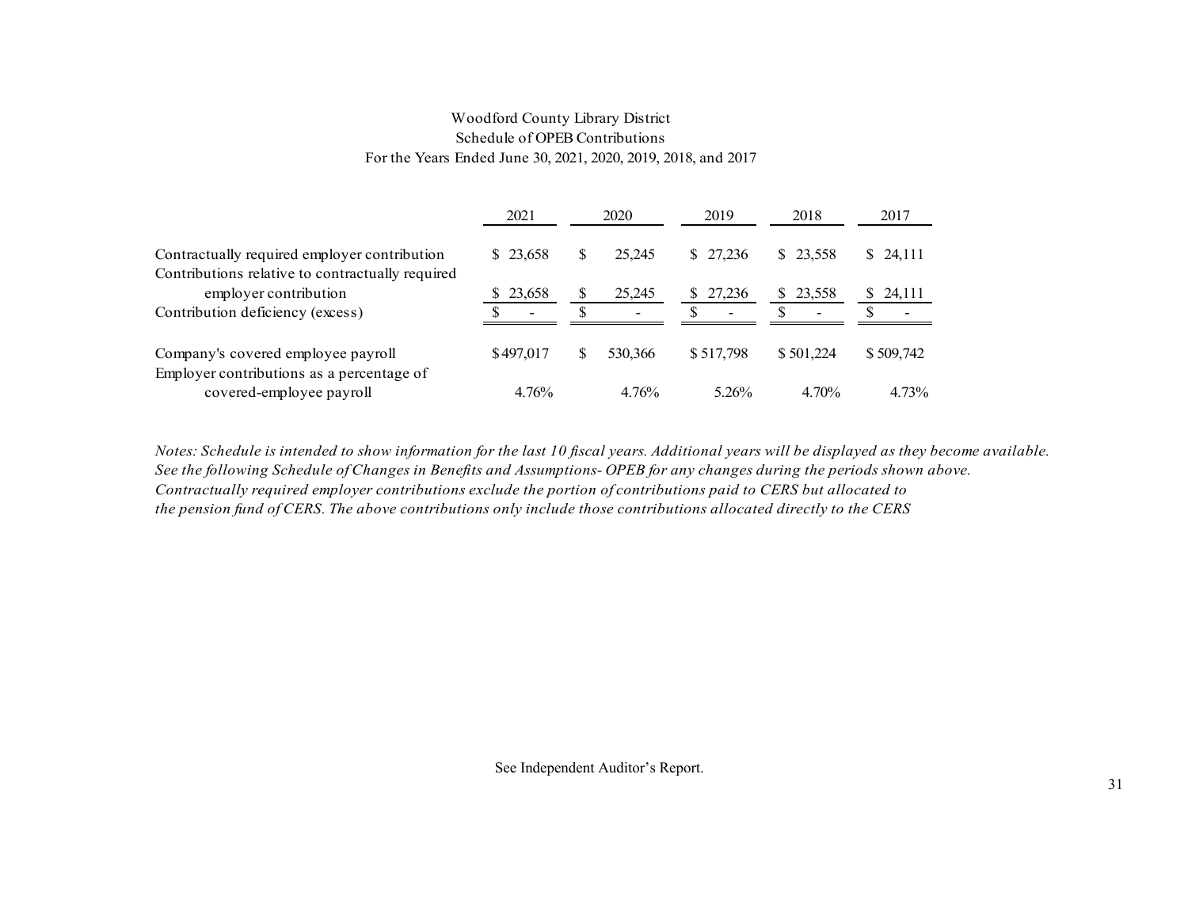Woodford County Library District
Schedule of OPEB Contributions
For the Years Ended June 30, 2021, 2020, 2019, 2018, and 2017

| | 2021 | 2020 | 2019 | 2018 | 2017 |
|---|---|---|---|---|---|
| Contractually required employer contribution | $ 23,658 | $ 25,245 | $ 27,236 | $ 23,558 | $ 24,111 |
| Contributions relative to contractually required employer contribution | $ 23,658 | $ 25,245 | $ 27,236 | $ 23,558 | $ 24,111 |
| Contribution deficiency (excess) | $ - | $ - | $ - | $ - | $ - |
| Company's covered employee payroll | $497,017 | $ 530,366 | $ 517,798 | $ 501,224 | $ 509,742 |
| Employer contributions as a percentage of covered-employee payroll | 4.76% | 4.76% | 5.26% | 4.70% | 4.73% |

*Notes: Schedule is intended to show information for the last 10 fiscal years. Additional years will be displayed as they become available. See the following Schedule of Changes in Benefits and Assumptions- OPEB for any changes during the periods shown above. Contractually required employer contributions exclude the portion of contributions paid to CERS but allocated to the pension fund of CERS. The above contributions only include those contributions allocated directly to the CERS*

See Independent Auditor's Report.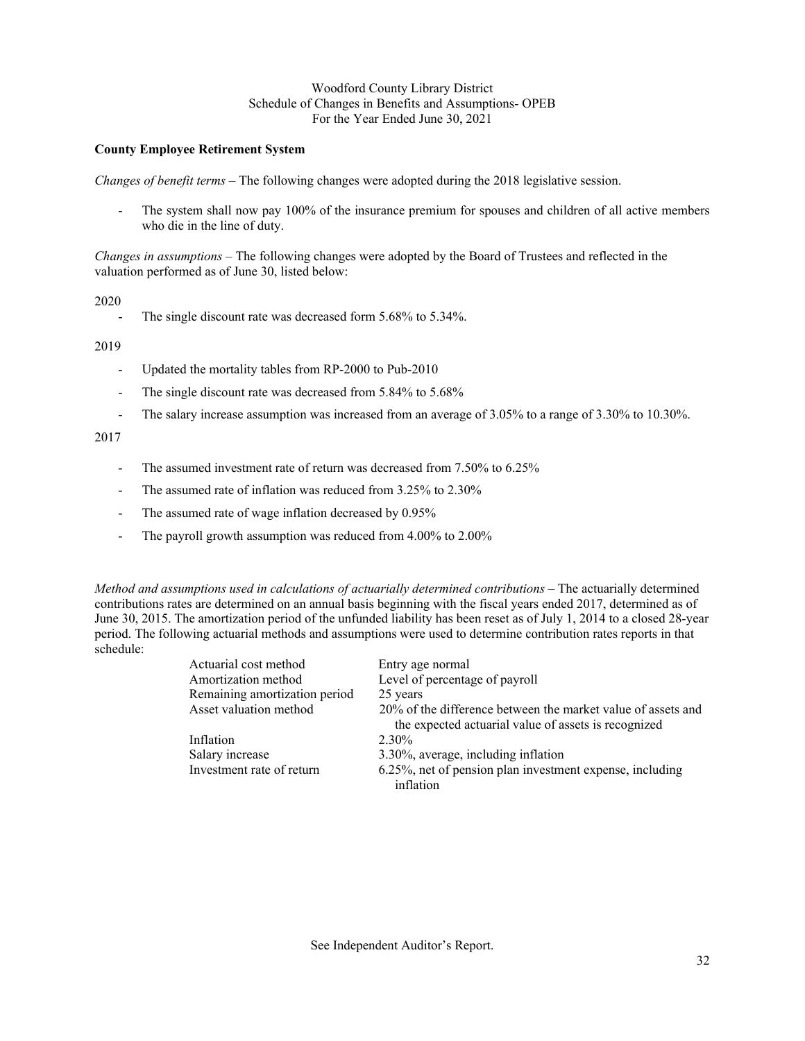Woodford County Library District
Schedule of Changes in Benefits and Assumptions- OPEB
For the Year Ended June 30, 2021

**County Employee Retirement System**

*Changes of benefit terms* – The following changes were adopted during the 2018 legislative session.

- The system shall now pay 100% of the insurance premium for spouses and children of all active members who die in the line of duty.

*Changes in assumptions* – The following changes were adopted by the Board of Trustees and reflected in the valuation performed as of June 30, listed below:

2020

- The single discount rate was decreased form 5.68% to 5.34%.

2019

- Updated the mortality tables from RP-2000 to Pub-2010
- The single discount rate was decreased from 5.84% to 5.68%
- The salary increase assumption was increased from an average of 3.05% to a range of 3.30% to 10.30%.

2017

- The assumed investment rate of return was decreased from 7.50% to 6.25%
- The assumed rate of inflation was reduced from 3.25% to 2.30%
- The assumed rate of wage inflation decreased by 0.95%
- The payroll growth assumption was reduced from 4.00% to 2.00%

*Method and assumptions used in calculations of actuarially determined contributions* – The actuarially determined contributions rates are determined on an annual basis beginning with the fiscal years ended 2017, determined as of June 30, 2015. The amortization period of the unfunded liability has been reset as of July 1, 2014 to a closed 28-year period. The following actuarial methods and assumptions were used to determine contribution rates reports in that schedule:

| | |
|---|---|
| Actuarial cost method | Entry age normal |
| Amortization method | Level of percentage of payroll |
| Remaining amortization period | 25 years |
| Asset valuation method | 20% of the difference between the market value of assets and the expected actuarial value of assets is recognized |
| Inflation | 2.30% |
| Salary increase | 3.30%, average, including inflation |
| Investment rate of return | 6.25%, net of pension plan investment expense, including inflation |

See Independent Auditor's Report.